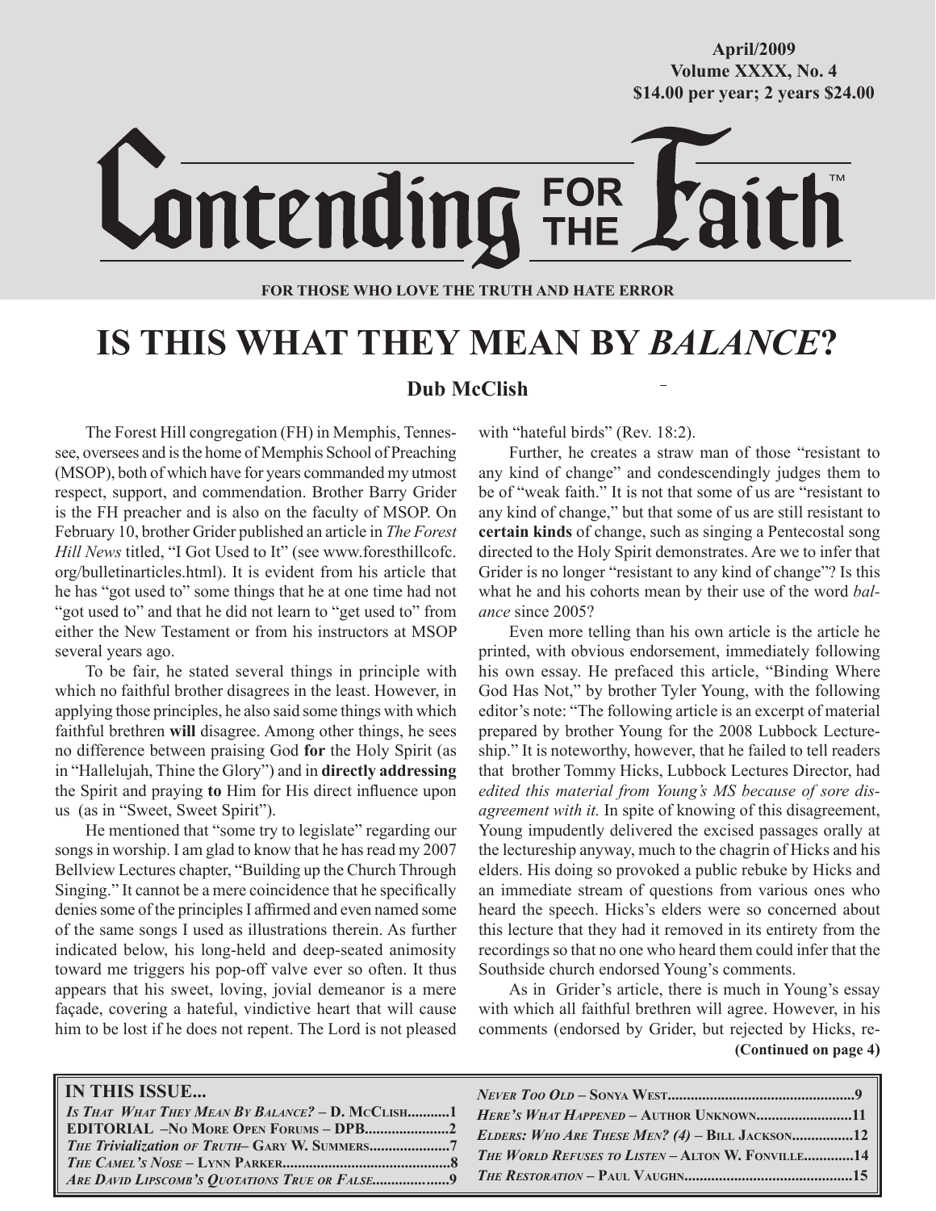April/2009
Volume XXXX, No. 4
$14.00 per year; 2 years $24.00

# Contending FOR THE Faith™

**FOR THOSE WHO LOVE THE TRUTH AND HATE ERROR**

# IS THIS WHAT THEY MEAN BY *BALANCE*?

**Dub McClish**

The Forest Hill congregation (FH) in Memphis, Tennessee, oversees and is the home of Memphis School of Preaching (MSOP), both of which have for years commanded my utmost respect, support, and commendation. Brother Barry Grider is the FH preacher and is also on the faculty of MSOP. On February 10, brother Grider published an article in *The Forest Hill News* titled, "I Got Used to It" (see www.foresthillcofc.org/bulletinarticles.html). It is evident from his article that he has "got used to" some things that he at one time had not "got used to" and that he did not learn to "get used to" from either the New Testament or from his instructors at MSOP several years ago.

To be fair, he stated several things in principle with which no faithful brother disagrees in the least. However, in applying those principles, he also said some things with which faithful brethren **will** disagree. Among other things, he sees no difference between praising God **for** the Holy Spirit (as in "Hallelujah, Thine the Glory") and in **directly addressing** the Spirit and praying **to** Him for His direct influence upon us (as in "Sweet, Sweet Spirit").

He mentioned that "some try to legislate" regarding our songs in worship. I am glad to know that he has read my 2007 Bellview Lectures chapter, "Building up the Church Through Singing." It cannot be a mere coincidence that he specifically denies some of the principles I affirmed and even named some of the same songs I used as illustrations therein. As further indicated below, his long-held and deep-seated animosity toward me triggers his pop-off valve ever so often. It thus appears that his sweet, loving, jovial demeanor is a mere façade, covering a hateful, vindictive heart that will cause him to be lost if he does not repent. The Lord is not pleased with "hateful birds" (Rev. 18:2).

Further, he creates a straw man of those "resistant to any kind of change" and condescendingly judges them to be of "weak faith." It is not that some of us are "resistant to any kind of change," but that some of us are still resistant to **certain kinds** of change, such as singing a Pentecostal song directed to the Holy Spirit demonstrates. Are we to infer that Grider is no longer "resistant to any kind of change"? Is this what he and his cohorts mean by their use of the word *balance* since 2005?

Even more telling than his own article is the article he printed, with obvious endorsement, immediately following his own essay. He prefaced this article, "Binding Where God Has Not," by brother Tyler Young, with the following editor's note: "The following article is an excerpt of material prepared by brother Young for the 2008 Lubbock Lectureship." It is noteworthy, however, that he failed to tell readers that brother Tommy Hicks, Lubbock Lectures Director, had *edited this material from Young's MS because of sore disagreement with it.* In spite of knowing of this disagreement, Young impudently delivered the excised passages orally at the lectureship anyway, much to the chagrin of Hicks and his elders. His doing so provoked a public rebuke by Hicks and an immediate stream of questions from various ones who heard the speech. Hicks's elders were so concerned about this lecture that they had it removed in its entirety from the recordings so that no one who heard them could infer that the Southside church endorsed Young's comments.

As in Grider's article, there is much in Young's essay with which all faithful brethren will agree. However, in his comments (endorsed by Grider, but rejected by Hicks, re-

**(Continued on page 4)**

**IN THIS ISSUE...**

- *Is That What They Mean By Balance?* – D. McClish...........1
- **EDITORIAL** –No More Open Forums – DPB......................2
- *The Trivialization of Truth*– Gary W. Summers.....................7
- *The Camel's Nose* – Lynn Parker............................................8
- *Are David Lipscomb's Quotations True or False*....................9
- *Never Too Old* – Sonya West................................................9
- *Here's What Happened* – Author Unknown.........................11
- *Elders: Who Are These Men? (4)* – Bill Jackson................12
- *The World Refuses to Listen* – Alton W. Fonville.............14
- *The Restoration* – Paul Vaughn...........................................15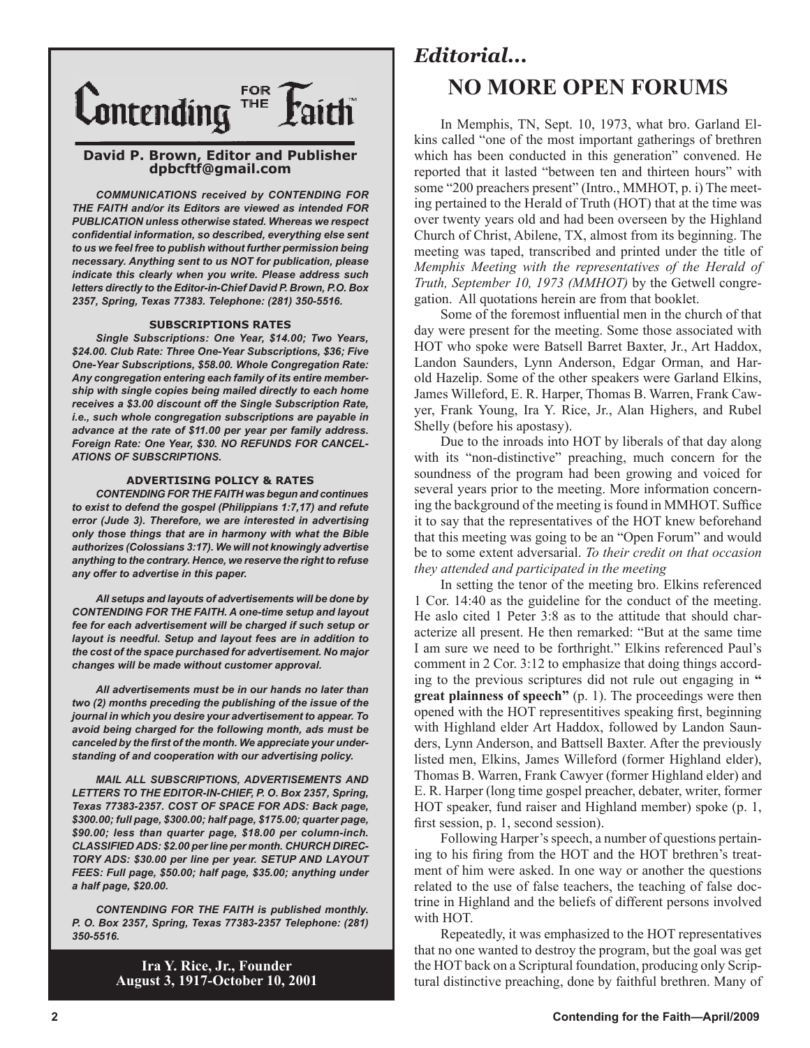# Contending FOR THE Faith™

**David P. Brown, Editor and Publisher**
**dpbcftf@gmail.com**

***COMMUNICATIONS received by CONTENDING FOR THE FAITH and/or its Editors are viewed as intended FOR PUBLICATION unless otherwise stated. Whereas we respect confidential information, so described, everything else sent to us we feel free to publish without further permission being necessary. Anything sent to us NOT for publication, please indicate this clearly when you write. Please address such letters directly to the Editor-in-Chief David P. Brown, P.O. Box 2357, Spring, Texas 77383. Telephone: (281) 350-5516.***

**SUBSCRIPTIONS RATES**

***Single Subscriptions: One Year, $14.00; Two Years, $24.00. Club Rate: Three One-Year Subscriptions, $36; Five One-Year Subscriptions, $58.00. Whole Congregation Rate: Any congregation entering each family of its entire membership with single copies being mailed directly to each home receives a $3.00 discount off the Single Subscription Rate, i.e., such whole congregation subscriptions are payable in advance at the rate of $11.00 per year per family address. Foreign Rate: One Year, $30. NO REFUNDS FOR CANCELATIONS OF SUBSCRIPTIONS.***

**ADVERTISING POLICY & RATES**

***CONTENDING FOR THE FAITH was begun and continues to exist to defend the gospel (Philippians 1:7,17) and refute error (Jude 3). Therefore, we are interested in advertising only those things that are in harmony with what the Bible authorizes (Colossians 3:17). We will not knowingly advertise anything to the contrary. Hence, we reserve the right to refuse any offer to advertise in this paper.***

***All setups and layouts of advertisements will be done by CONTENDING FOR THE FAITH. A one-time setup and layout fee for each advertisement will be charged if such setup or layout is needful. Setup and layout fees are in addition to the cost of the space purchased for advertisement. No major changes will be made without customer approval.***

***All advertisements must be in our hands no later than two (2) months preceding the publishing of the issue of the journal in which you desire your advertisement to appear. To avoid being charged for the following month, ads must be canceled by the first of the month. We appreciate your understanding of and cooperation with our advertising policy.***

***MAIL ALL SUBSCRIPTIONS, ADVERTISEMENTS AND LETTERS TO THE EDITOR-IN-CHIEF, P. O. Box 2357, Spring, Texas 77383-2357. COST OF SPACE FOR ADS: Back page, $300.00; full page, $300.00; half page, $175.00; quarter page, $90.00; less than quarter page, $18.00 per column-inch. CLASSIFIED ADS: $2.00 per line per month. CHURCH DIRECTORY ADS: $30.00 per line per year. SETUP AND LAYOUT FEES: Full page, $50.00; half page, $35.00; anything under a half page, $20.00.***

***CONTENDING FOR THE FAITH is published monthly. P. O. Box 2357, Spring, Texas 77383-2357 Telephone: (281) 350-5516.***

**Ira Y. Rice, Jr., Founder**
**August 3, 1917-October 10, 2001**

## *Editorial...*

# NO MORE OPEN FORUMS

In Memphis, TN, Sept. 10, 1973, what bro. Garland Elkins called "one of the most important gatherings of brethren which has been conducted in this generation" convened. He reported that it lasted "between ten and thirteen hours" with some "200 preachers present" (Intro., MMHOT, p. i) The meeting pertained to the Herald of Truth (HOT) that at the time was over twenty years old and had been overseen by the Highland Church of Christ, Abilene, TX, almost from its beginning. The meeting was taped, transcribed and printed under the title of *Memphis Meeting with the representatives of the Herald of Truth, September 10, 1973 (MMHOT)* by the Getwell congregation. All quotations herein are from that booklet.

Some of the foremost influential men in the church of that day were present for the meeting. Some those associated with HOT who spoke were Batsell Barret Baxter, Jr., Art Haddox, Landon Saunders, Lynn Anderson, Edgar Orman, and Harold Hazelip. Some of the other speakers were Garland Elkins, James Willeford, E. R. Harper, Thomas B. Warren, Frank Cawyer, Frank Young, Ira Y. Rice, Jr., Alan Highers, and Rubel Shelly (before his apostasy).

Due to the inroads into HOT by liberals of that day along with its "non-distinctive" preaching, much concern for the soundness of the program had been growing and voiced for several years prior to the meeting. More information concerning the background of the meeting is found in MMHOT. Suffice it to say that the representatives of the HOT knew beforehand that this meeting was going to be an "Open Forum" and would be to some extent adversarial. *To their credit on that occasion they attended and participated in the meeting*

In setting the tenor of the meeting bro. Elkins referenced 1 Cor. 14:40 as the guideline for the conduct of the meeting. He aslo cited 1 Peter 3:8 as to the attitude that should characterize all present. He then remarked: "But at the same time I am sure we need to be forthright." Elkins referenced Paul's comment in 2 Cor. 3:12 to emphasize that doing things according to the previous scriptures did not rule out engaging in **" great plainness of speech"** (p. 1). The proceedings were then opened with the HOT representitives speaking first, beginning with Highland elder Art Haddox, followed by Landon Saunders, Lynn Anderson, and Battsell Baxter. After the previously listed men, Elkins, James Willeford (former Highland elder), Thomas B. Warren, Frank Cawyer (former Highland elder) and E. R. Harper (long time gospel preacher, debater, writer, former HOT speaker, fund raiser and Highland member) spoke (p. 1, first session, p. 1, second session).

Following Harper's speech, a number of questions pertaining to his firing from the HOT and the HOT brethren's treatment of him were asked. In one way or another the questions related to the use of false teachers, the teaching of false doctrine in Highland and the beliefs of different persons involved with HOT.

Repeatedly, it was emphasized to the HOT representatives that no one wanted to destroy the program, but the goal was get the HOT back on a Scriptural foundation, producing only Scriptural distinctive preaching, done by faithful brethren. Many of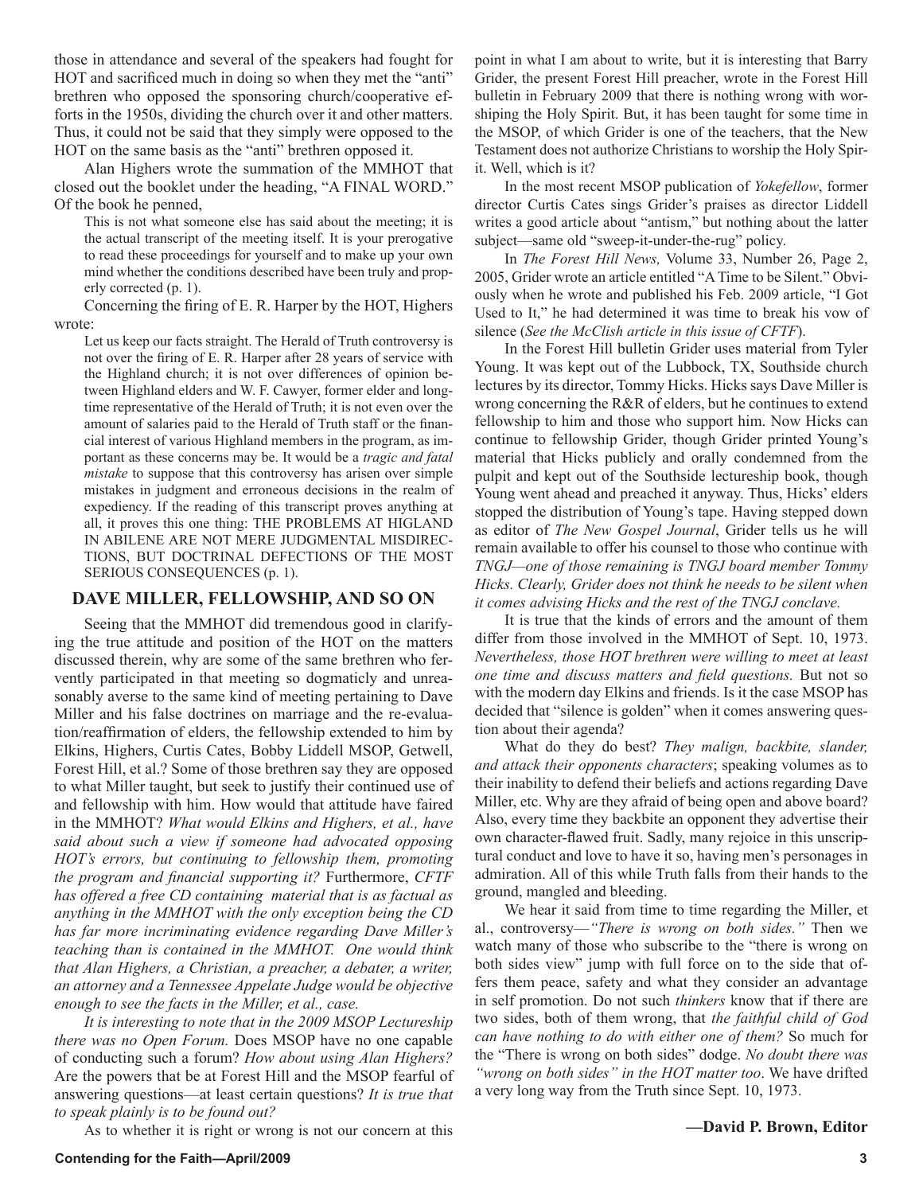those in attendance and several of the speakers had fought for HOT and sacrificed much in doing so when they met the "anti" brethren who opposed the sponsoring church/cooperative efforts in the 1950s, dividing the church over it and other matters. Thus, it could not be said that they simply were opposed to the HOT on the same basis as the "anti" brethren opposed it.

Alan Highers wrote the summation of the MMHOT that closed out the booklet under the heading, "A FINAL WORD." Of the book he penned,

> This is not what someone else has said about the meeting; it is the actual transcript of the meeting itself. It is your prerogative to read these proceedings for yourself and to make up your own mind whether the conditions described have been truly and properly corrected (p. 1).

Concerning the firing of E. R. Harper by the HOT, Highers wrote:

> Let us keep our facts straight. The Herald of Truth controversy is not over the firing of E. R. Harper after 28 years of service with the Highland church; it is not over differences of opinion between Highland elders and W. F. Cawyer, former elder and longtime representative of the Herald of Truth; it is not even over the amount of salaries paid to the Herald of Truth staff or the financial interest of various Highland members in the program, as important as these concerns may be. It would be a *tragic and fatal mistake* to suppose that this controversy has arisen over simple mistakes in judgment and erroneous decisions in the realm of expediency. If the reading of this transcript proves anything at all, it proves this one thing: THE PROBLEMS AT HIGLAND IN ABILENE ARE NOT MERE JUDGMENTAL MISDIRECTIONS, BUT DOCTRINAL DEFECTIONS OF THE MOST SERIOUS CONSEQUENCES (p. 1).

## DAVE MILLER, FELLOWSHIP, AND SO ON

Seeing that the MMHOT did tremendous good in clarifying the true attitude and position of the HOT on the matters discussed therein, why are some of the same brethren who fervently participated in that meeting so dogmaticly and unreasonably averse to the same kind of meeting pertaining to Dave Miller and his false doctrines on marriage and the re-evaluation/reaffirmation of elders, the fellowship extended to him by Elkins, Highers, Curtis Cates, Bobby Liddell MSOP, Getwell, Forest Hill, et al.? Some of those brethren say they are opposed to what Miller taught, but seek to justify their continued use of and fellowship with him. How would that attitude have faired in the MMHOT? *What would Elkins and Highers, et al., have said about such a view if someone had advocated opposing HOT's errors, but continuing to fellowship them, promoting the program and financial supporting it?* Furthermore, *CFTF has offered a free CD containing material that is as factual as anything in the MMHOT with the only exception being the CD has far more incriminating evidence regarding Dave Miller's teaching than is contained in the MMHOT. One would think that Alan Highers, a Christian, a preacher, a debater, a writer, an attorney and a Tennessee Appelate Judge would be objective enough to see the facts in the Miller, et al., case.*

*It is interesting to note that in the 2009 MSOP Lectureship there was no Open Forum.* Does MSOP have no one capable of conducting such a forum? *How about using Alan Highers?* Are the powers that be at Forest Hill and the MSOP fearful of answering questions—at least certain questions? *It is true that to speak plainly is to be found out?*

As to whether it is right or wrong is not our concern at this point in what I am about to write, but it is interesting that Barry Grider, the present Forest Hill preacher, wrote in the Forest Hill bulletin in February 2009 that there is nothing wrong with worshiping the Holy Spirit. But, it has been taught for some time in the MSOP, of which Grider is one of the teachers, that the New Testament does not authorize Christians to worship the Holy Spirit. Well, which is it?

In the most recent MSOP publication of *Yokefellow*, former director Curtis Cates sings Grider's praises as director Liddell writes a good article about "antism," but nothing about the latter subject—same old "sweep-it-under-the-rug" policy.

In *The Forest Hill News,* Volume 33, Number 26, Page 2, 2005, Grider wrote an article entitled "A Time to be Silent." Obviously when he wrote and published his Feb. 2009 article, "I Got Used to It," he had determined it was time to break his vow of silence (*See the McClish article in this issue of CFTF*).

In the Forest Hill bulletin Grider uses material from Tyler Young. It was kept out of the Lubbock, TX, Southside church lectures by its director, Tommy Hicks. Hicks says Dave Miller is wrong concerning the R&R of elders, but he continues to extend fellowship to him and those who support him. Now Hicks can continue to fellowship Grider, though Grider printed Young's material that Hicks publicly and orally condemned from the pulpit and kept out of the Southside lectureship book, though Young went ahead and preached it anyway. Thus, Hicks' elders stopped the distribution of Young's tape. Having stepped down as editor of *The New Gospel Journal*, Grider tells us he will remain available to offer his counsel to those who continue with *TNGJ—one of those remaining is TNGJ board member Tommy Hicks. Clearly, Grider does not think he needs to be silent when it comes advising Hicks and the rest of the TNGJ conclave.*

It is true that the kinds of errors and the amount of them differ from those involved in the MMHOT of Sept. 10, 1973. *Nevertheless, those HOT brethren were willing to meet at least one time and discuss matters and field questions.* But not so with the modern day Elkins and friends. Is it the case MSOP has decided that "silence is golden" when it comes answering question about their agenda?

What do they do best? *They malign, backbite, slander, and attack their opponents characters*; speaking volumes as to their inability to defend their beliefs and actions regarding Dave Miller, etc. Why are they afraid of being open and above board? Also, every time they backbite an opponent they advertise their own character-flawed fruit. Sadly, many rejoice in this unscriptural conduct and love to have it so, having men's personages in admiration. All of this while Truth falls from their hands to the ground, mangled and bleeding.

We hear it said from time to time regarding the Miller, et al., controversy—*"There is wrong on both sides."* Then we watch many of those who subscribe to the "there is wrong on both sides view" jump with full force on to the side that offers them peace, safety and what they consider an advantage in self promotion. Do not such *thinkers* know that if there are two sides, both of them wrong, that *the faithful child of God can have nothing to do with either one of them?* So much for the "There is wrong on both sides" dodge. *No doubt there was "wrong on both sides" in the HOT matter too*. We have drifted a very long way from the Truth since Sept. 10, 1973.

**—David P. Brown, Editor**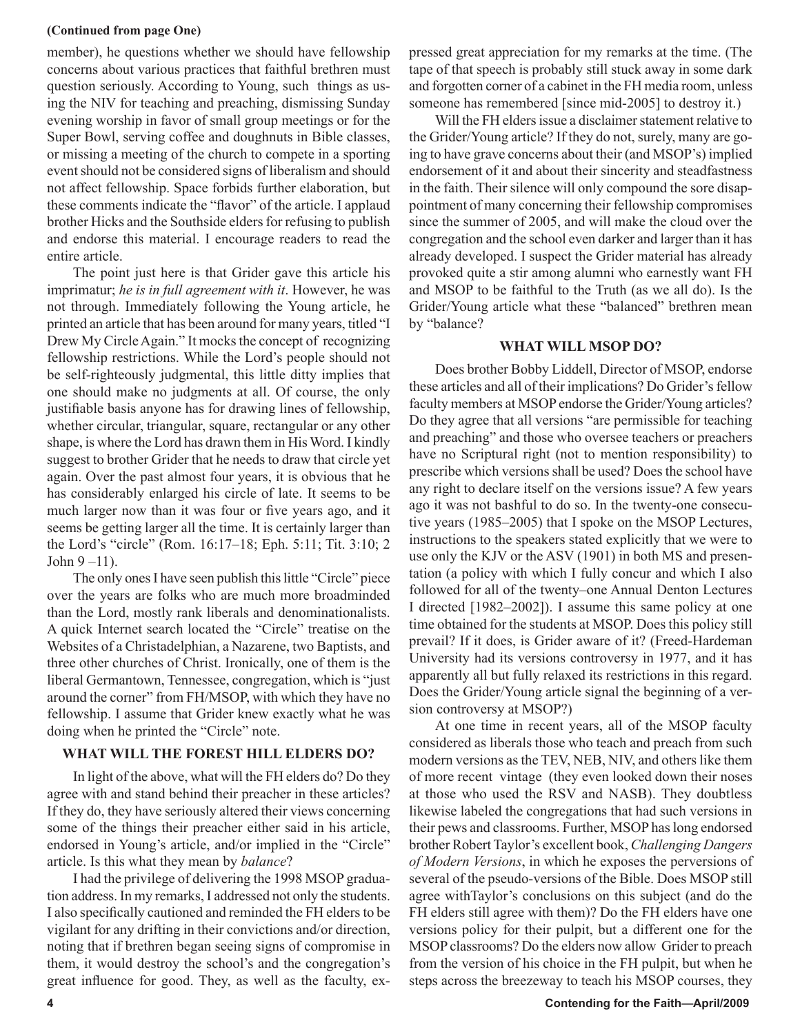**(Continued from page One)**

member), he questions whether we should have fellowship concerns about various practices that faithful brethren must question seriously. According to Young, such things as using the NIV for teaching and preaching, dismissing Sunday evening worship in favor of small group meetings or for the Super Bowl, serving coffee and doughnuts in Bible classes, or missing a meeting of the church to compete in a sporting event should not be considered signs of liberalism and should not affect fellowship. Space forbids further elaboration, but these comments indicate the "flavor" of the article. I applaud brother Hicks and the Southside elders for refusing to publish and endorse this material. I encourage readers to read the entire article.

The point just here is that Grider gave this article his imprimatur; *he is in full agreement with it*. However, he was not through. Immediately following the Young article, he printed an article that has been around for many years, titled "I Drew My Circle Again." It mocks the concept of recognizing fellowship restrictions. While the Lord's people should not be self-righteously judgmental, this little ditty implies that one should make no judgments at all. Of course, the only justifiable basis anyone has for drawing lines of fellowship, whether circular, triangular, square, rectangular or any other shape, is where the Lord has drawn them in His Word. I kindly suggest to brother Grider that he needs to draw that circle yet again. Over the past almost four years, it is obvious that he has considerably enlarged his circle of late. It seems to be much larger now than it was four or five years ago, and it seems be getting larger all the time. It is certainly larger than the Lord's "circle" (Rom. 16:17–18; Eph. 5:11; Tit. 3:10; 2 John 9 –11).

The only ones I have seen publish this little "Circle" piece over the years are folks who are much more broadminded than the Lord, mostly rank liberals and denominationalists. A quick Internet search located the "Circle" treatise on the Websites of a Christadelphian, a Nazarene, two Baptists, and three other churches of Christ. Ironically, one of them is the liberal Germantown, Tennessee, congregation, which is "just around the corner" from FH/MSOP, with which they have no fellowship. I assume that Grider knew exactly what he was doing when he printed the "Circle" note.

## WHAT WILL THE FOREST HILL ELDERS DO?

In light of the above, what will the FH elders do? Do they agree with and stand behind their preacher in these articles? If they do, they have seriously altered their views concerning some of the things their preacher either said in his article, endorsed in Young's article, and/or implied in the "Circle" article. Is this what they mean by *balance*?

I had the privilege of delivering the 1998 MSOP graduation address. In my remarks, I addressed not only the students. I also specifically cautioned and reminded the FH elders to be vigilant for any drifting in their convictions and/or direction, noting that if brethren began seeing signs of compromise in them, it would destroy the school's and the congregation's great influence for good. They, as well as the faculty, expressed great appreciation for my remarks at the time. (The tape of that speech is probably still stuck away in some dark and forgotten corner of a cabinet in the FH media room, unless someone has remembered [since mid-2005] to destroy it.)

Will the FH elders issue a disclaimer statement relative to the Grider/Young article? If they do not, surely, many are going to have grave concerns about their (and MSOP's) implied endorsement of it and about their sincerity and steadfastness in the faith. Their silence will only compound the sore disappointment of many concerning their fellowship compromises since the summer of 2005, and will make the cloud over the congregation and the school even darker and larger than it has already developed. I suspect the Grider material has already provoked quite a stir among alumni who earnestly want FH and MSOP to be faithful to the Truth (as we all do). Is the Grider/Young article what these "balanced" brethren mean by "balance?

## WHAT WILL MSOP DO?

Does brother Bobby Liddell, Director of MSOP, endorse these articles and all of their implications? Do Grider's fellow faculty members at MSOP endorse the Grider/Young articles? Do they agree that all versions "are permissible for teaching and preaching" and those who oversee teachers or preachers have no Scriptural right (not to mention responsibility) to prescribe which versions shall be used? Does the school have any right to declare itself on the versions issue? A few years ago it was not bashful to do so. In the twenty-one consecutive years (1985–2005) that I spoke on the MSOP Lectures, instructions to the speakers stated explicitly that we were to use only the KJV or the ASV (1901) in both MS and presentation (a policy with which I fully concur and which I also followed for all of the twenty–one Annual Denton Lectures I directed [1982–2002]). I assume this same policy at one time obtained for the students at MSOP. Does this policy still prevail? If it does, is Grider aware of it? (Freed-Hardeman University had its versions controversy in 1977, and it has apparently all but fully relaxed its restrictions in this regard. Does the Grider/Young article signal the beginning of a version controversy at MSOP?)

At one time in recent years, all of the MSOP faculty considered as liberals those who teach and preach from such modern versions as the TEV, NEB, NIV, and others like them of more recent vintage (they even looked down their noses at those who used the RSV and NASB). They doubtless likewise labeled the congregations that had such versions in their pews and classrooms. Further, MSOP has long endorsed brother Robert Taylor's excellent book, *Challenging Dangers of Modern Versions*, in which he exposes the perversions of several of the pseudo-versions of the Bible. Does MSOP still agree withTaylor's conclusions on this subject (and do the FH elders still agree with them)? Do the FH elders have one versions policy for their pulpit, but a different one for the MSOP classrooms? Do the elders now allow Grider to preach from the version of his choice in the FH pulpit, but when he steps across the breezeway to teach his MSOP courses, they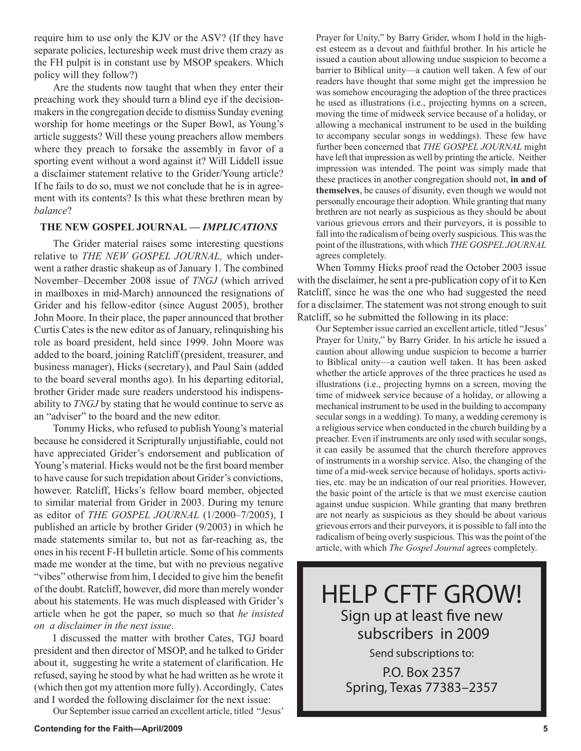require him to use only the KJV or the ASV? (If they have separate policies, lectureship week must drive them crazy as the FH pulpit is in constant use by MSOP speakers. Which policy will they follow?)

Are the students now taught that when they enter their preaching work they should turn a blind eye if the decision-makers in the congregation decide to dismiss Sunday evening worship for home meetings or the Super Bowl, as Young's article suggests? Will these young preachers allow members where they preach to forsake the assembly in favor of a sporting event without a word against it? Will Liddell issue a disclaimer statement relative to the Grider/Young article? If he fails to do so, must we not conclude that he is in agreement with its contents? Is this what these brethren mean by *balance*?

### THE NEW GOSPEL JOURNAL — *IMPLICATIONS*

The Grider material raises some interesting questions relative to *THE NEW GOSPEL JOURNAL,* which underwent a rather drastic shakeup as of January 1. The combined November–December 2008 issue of *TNGJ* (which arrived in mailboxes in mid-March) announced the resignations of Grider and his fellow-editor (since August 2005), brother John Moore. In their place, the paper announced that brother Curtis Cates is the new editor as of January, relinquishing his role as board president, held since 1999. John Moore was added to the board, joining Ratcliff (president, treasurer, and business manager), Hicks (secretary), and Paul Sain (added to the board several months ago). In his departing editorial, brother Grider made sure readers understood his indispensability to *TNGJ* by stating that he would continue to serve as an "adviser" to the board and the new editor.

Tommy Hicks, who refused to publish Young's material because he considered it Scripturally unjustifiable, could not have appreciated Grider's endorsement and publication of Young's material. Hicks would not be the first board member to have cause for such trepidation about Grider's convictions, however. Ratcliff, Hicks's fellow board member, objected to similar material from Grider in 2003. During my tenure as editor of *THE GOSPEL JOURNAL* (1/2000–7/2005), I published an article by brother Grider (9/2003) in which he made statements similar to, but not as far-reaching as, the ones in his recent F-H bulletin article. Some of his comments made me wonder at the time, but with no previous negative "vibes" otherwise from him, I decided to give him the benefit of the doubt. Ratcliff, however, did more than merely wonder about his statements. He was much displeased with Grider's article when he got the paper, so much so that *he insisted on a disclaimer in the next issue*.

I discussed the matter with brother Cates, TGJ board president and then director of MSOP, and he talked to Grider about it, suggesting he write a statement of clarification. He refused, saying he stood by what he had written as he wrote it (which then got my attention more fully). Accordingly, Cates and I worded the following disclaimer for the next issue:

> Our September issue carried an excellent article, titled "Jesus' Prayer for Unity," by Barry Grider, whom I hold in the highest esteem as a devout and faithful brother. In his article he issued a caution about allowing undue suspicion to become a barrier to Biblical unity—a caution well taken. A few of our readers have thought that some might get the impression he was somehow encouraging the adoption of the three practices he used as illustrations (i.e., projecting hymns on a screen, moving the time of midweek service because of a holiday, or allowing a mechanical instrument to be used in the building to accompany secular songs in weddings). These few have further been concerned that *THE GOSPEL JOURNAL* might have left that impression as well by printing the article. Neither impression was intended. The point was simply made that these practices in another congregation should not, **in and of themselves**, be causes of disunity, even though we would not personally encourage their adoption. While granting that many brethren are not nearly as suspicious as they should be about various grievous errors and their purveyors, it is possible to fall into the radicalism of being overly suspicious. This was the point of the illustrations, with which *THE GOSPEL JOURNAL* agrees completely.

When Tommy Hicks proof read the October 2003 issue with the disclaimer, he sent a pre-publication copy of it to Ken Ratcliff, since he was the one who had suggested the need for a disclaimer. The statement was not strong enough to suit Ratcliff, so he submitted the following in its place:

> Our September issue carried an excellent article, titled "Jesus' Prayer for Unity," by Barry Grider. In his article he issued a caution about allowing undue suspicion to become a barrier to Biblical unity—a caution well taken. It has been asked whether the article approves of the three practices he used as illustrations (i.e., projecting hymns on a screen, moving the time of midweek service because of a holiday, or allowing a mechanical instrument to be used in the building to accompany secular songs in a wedding). To many, a wedding ceremony is a religious service when conducted in the church building by a preacher. Even if instruments are only used with secular songs, it can easily be assumed that the church therefore approves of instruments in a worship service. Also, the changing of the time of a mid-week service because of holidays, sports activities, etc. may be an indication of our real priorities. However, the basic point of the article is that we must exercise caution against undue suspicion. While granting that many brethren are not nearly as suspicious as they should be about various grievous errors and their purveyors, it is possible to fall into the radicalism of being overly suspicious. This was the point of the article, with which *The Gospel Journal* agrees completely.

## HELP CFTF GROW!

Sign up at least five new subscribers in 2009

Send subscriptions to:

P.O. Box 2357
Spring, Texas 77383–2357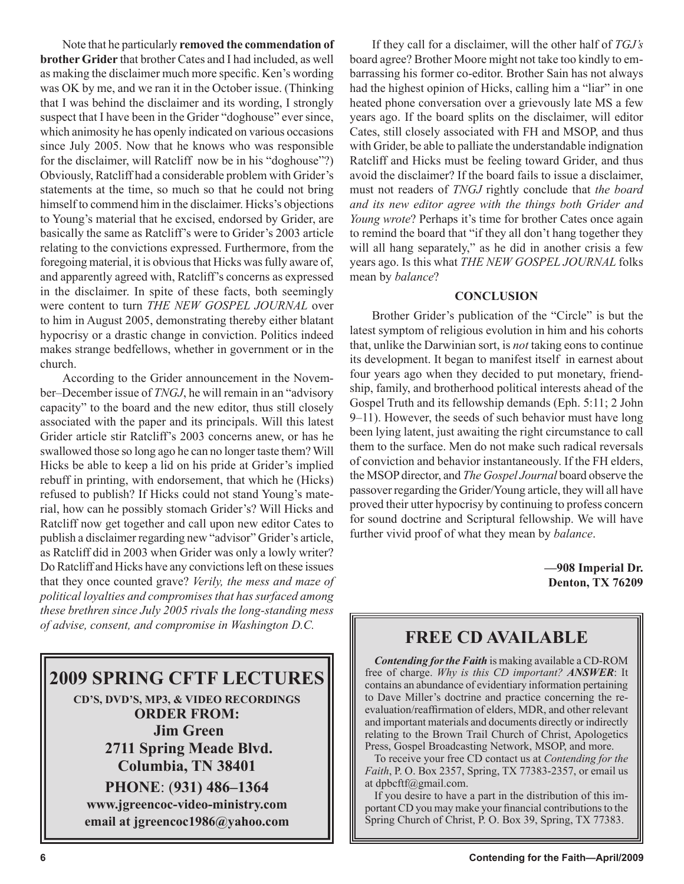Note that he particularly **removed the commendation of brother Grider** that brother Cates and I had included, as well as making the disclaimer much more specific. Ken's wording was OK by me, and we ran it in the October issue. (Thinking that I was behind the disclaimer and its wording, I strongly suspect that I have been in the Grider "doghouse" ever since, which animosity he has openly indicated on various occasions since July 2005. Now that he knows who was responsible for the disclaimer, will Ratcliff now be in his "doghouse"?) Obviously, Ratcliff had a considerable problem with Grider's statements at the time, so much so that he could not bring himself to commend him in the disclaimer. Hicks's objections to Young's material that he excised, endorsed by Grider, are basically the same as Ratcliff's were to Grider's 2003 article relating to the convictions expressed. Furthermore, from the foregoing material, it is obvious that Hicks was fully aware of, and apparently agreed with, Ratcliff's concerns as expressed in the disclaimer. In spite of these facts, both seemingly were content to turn *THE NEW GOSPEL JOURNAL* over to him in August 2005, demonstrating thereby either blatant hypocrisy or a drastic change in conviction. Politics indeed makes strange bedfellows, whether in government or in the church.

According to the Grider announcement in the November–December issue of *TNGJ*, he will remain in an "advisory capacity" to the board and the new editor, thus still closely associated with the paper and its principals. Will this latest Grider article stir Ratcliff's 2003 concerns anew, or has he swallowed those so long ago he can no longer taste them? Will Hicks be able to keep a lid on his pride at Grider's implied rebuff in printing, with endorsement, that which he (Hicks) refused to publish? If Hicks could not stand Young's material, how can he possibly stomach Grider's? Will Hicks and Ratcliff now get together and call upon new editor Cates to publish a disclaimer regarding new "advisor" Grider's article, as Ratcliff did in 2003 when Grider was only a lowly writer? Do Ratcliff and Hicks have any convictions left on these issues that they once counted grave? *Verily, the mess and maze of political loyalties and compromises that has surfaced among these brethren since July 2005 rivals the long-standing mess of advise, consent, and compromise in Washington D.C.*

If they call for a disclaimer, will the other half of *TGJ's* board agree? Brother Moore might not take too kindly to embarrassing his former co-editor. Brother Sain has not always had the highest opinion of Hicks, calling him a "liar" in one heated phone conversation over a grievously late MS a few years ago. If the board splits on the disclaimer, will editor Cates, still closely associated with FH and MSOP, and thus with Grider, be able to palliate the understandable indignation Ratcliff and Hicks must be feeling toward Grider, and thus avoid the disclaimer? If the board fails to issue a disclaimer, must not readers of *TNGJ* rightly conclude that *the board and its new editor agree with the things both Grider and Young wrote*? Perhaps it's time for brother Cates once again to remind the board that "if they all don't hang together they will all hang separately," as he did in another crisis a few years ago. Is this what *THE NEW GOSPEL JOURNAL* folks mean by *balance*?

**CONCLUSION**

Brother Grider's publication of the "Circle" is but the latest symptom of religious evolution in him and his cohorts that, unlike the Darwinian sort, is *not* taking eons to continue its development. It began to manifest itself in earnest about four years ago when they decided to put monetary, friendship, family, and brotherhood political interests ahead of the Gospel Truth and its fellowship demands (Eph. 5:11; 2 John 9–11). However, the seeds of such behavior must have long been lying latent, just awaiting the right circumstance to call them to the surface. Men do not make such radical reversals of conviction and behavior instantaneously. If the FH elders, the MSOP director, and *The Gospel Journal* board observe the passover regarding the Grider/Young article, they will all have proved their utter hypocrisy by continuing to profess concern for sound doctrine and Scriptural fellowship. We will have further vivid proof of what they mean by *balance*.

**—908 Imperial Dr.**
**Denton, TX 76209**

## 2009 SPRING CFTF LECTURES

**CD'S, DVD'S, MP3, & VIDEO RECORDINGS**
**ORDER FROM:**
**Jim Green**
**2711 Spring Meade Blvd.**
**Columbia, TN 38401**
**PHONE**: **(931) 486–1364**
**www.jgreencoc-video-ministry.com**
**email at jgreencoc1986@yahoo.com**

## FREE CD AVAILABLE

***Contending for the Faith*** is making available a CD-ROM free of charge. *Why is this CD important?* ***ANSWER***: It contains an abundance of evidentiary information pertaining to Dave Miller's doctrine and practice concerning the re-evaluation/reaffirmation of elders, MDR, and other relevant and important materials and documents directly or indirectly relating to the Brown Trail Church of Christ, Apologetics Press, Gospel Broadcasting Network, MSOP, and more.

To receive your free CD contact us at *Contending for the Faith*, P. O. Box 2357, Spring, TX 77383-2357, or email us at dpbcftf@gmail.com.

If you desire to have a part in the distribution of this important CD you may make your financial contributions to the Spring Church of Christ, P. O. Box 39, Spring, TX 77383.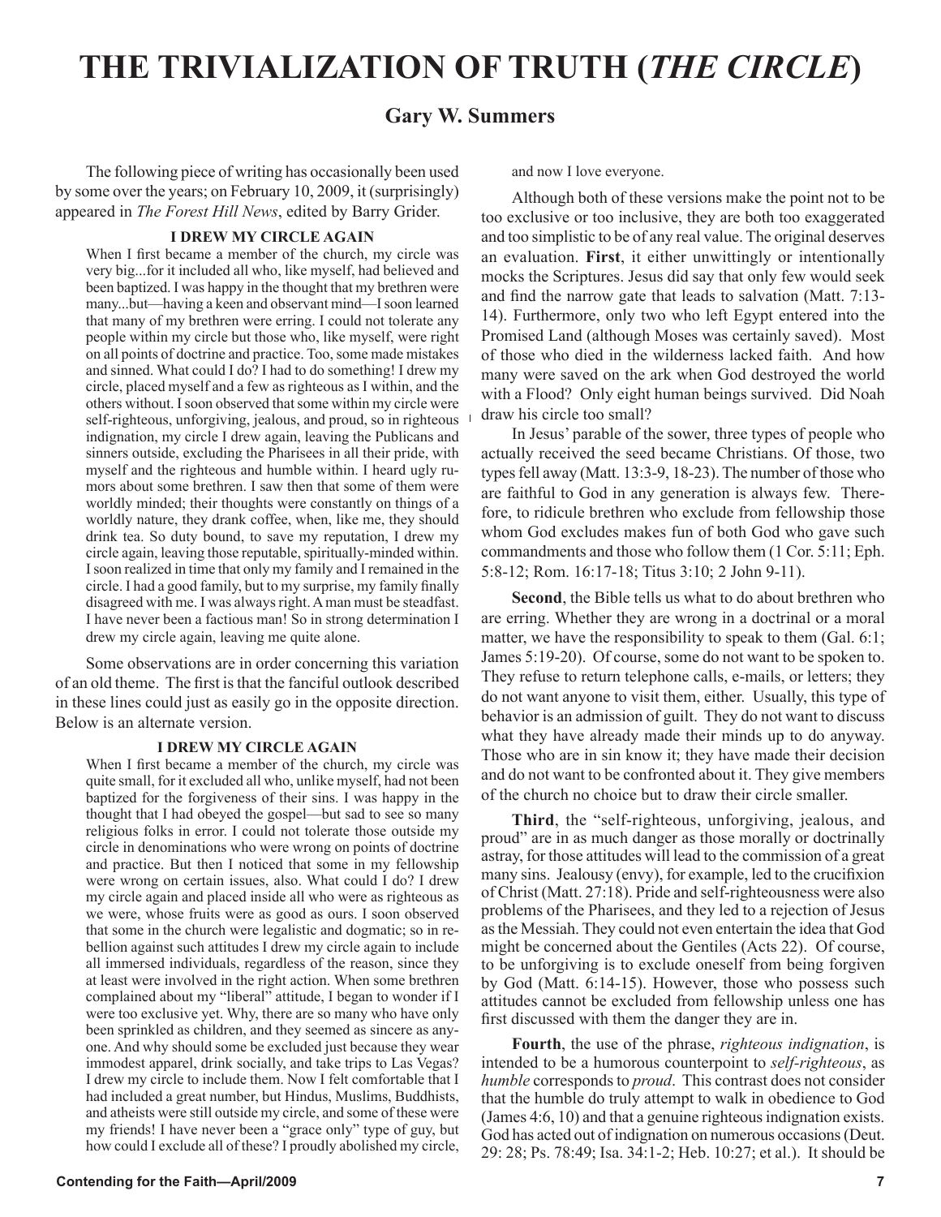# THE TRIVIALIZATION OF TRUTH (*THE CIRCLE*)

## Gary W. Summers

The following piece of writing has occasionally been used by some over the years; on February 10, 2009, it (surprisingly) appeared in *The Forest Hill News*, edited by Barry Grider.

**I DREW MY CIRCLE AGAIN**

When I first became a member of the church, my circle was very big...for it included all who, like myself, had believed and been baptized. I was happy in the thought that my brethren were many...but—having a keen and observant mind—I soon learned that many of my brethren were erring. I could not tolerate any people within my circle but those who, like myself, were right on all points of doctrine and practice. Too, some made mistakes and sinned. What could I do? I had to do something! I drew my circle, placed myself and a few as righteous as I within, and the others without. I soon observed that some within my circle were self-righteous, unforgiving, jealous, and proud, so in righteous indignation, my circle I drew again, leaving the Publicans and sinners outside, excluding the Pharisees in all their pride, with myself and the righteous and humble within. I heard ugly rumors about some brethren. I saw then that some of them were worldly minded; their thoughts were constantly on things of a worldly nature, they drank coffee, when, like me, they should drink tea. So duty bound, to save my reputation, I drew my circle again, leaving those reputable, spiritually-minded within. I soon realized in time that only my family and I remained in the circle. I had a good family, but to my surprise, my family finally disagreed with me. I was always right. A man must be steadfast. I have never been a factious man! So in strong determination I drew my circle again, leaving me quite alone.

Some observations are in order concerning this variation of an old theme. The first is that the fanciful outlook described in these lines could just as easily go in the opposite direction. Below is an alternate version.

**I DREW MY CIRCLE AGAIN**

When I first became a member of the church, my circle was quite small, for it excluded all who, unlike myself, had not been baptized for the forgiveness of their sins. I was happy in the thought that I had obeyed the gospel—but sad to see so many religious folks in error. I could not tolerate those outside my circle in denominations who were wrong on points of doctrine and practice. But then I noticed that some in my fellowship were wrong on certain issues, also. What could I do? I drew my circle again and placed inside all who were as righteous as we were, whose fruits were as good as ours. I soon observed that some in the church were legalistic and dogmatic; so in rebellion against such attitudes I drew my circle again to include all immersed individuals, regardless of the reason, since they at least were involved in the right action. When some brethren complained about my "liberal" attitude, I began to wonder if I were too exclusive yet. Why, there are so many who have only been sprinkled as children, and they seemed as sincere as anyone. And why should some be excluded just because they wear immodest apparel, drink socially, and take trips to Las Vegas? I drew my circle to include them. Now I felt comfortable that I had included a great number, but Hindus, Muslims, Buddhists, and atheists were still outside my circle, and some of these were my friends! I have never been a "grace only" type of guy, but how could I exclude all of these? I proudly abolished my circle, and now I love everyone.

Although both of these versions make the point not to be too exclusive or too inclusive, they are both too exaggerated and too simplistic to be of any real value. The original deserves an evaluation. **First**, it either unwittingly or intentionally mocks the Scriptures. Jesus did say that only few would seek and find the narrow gate that leads to salvation (Matt. 7:13-14). Furthermore, only two who left Egypt entered into the Promised Land (although Moses was certainly saved). Most of those who died in the wilderness lacked faith. And how many were saved on the ark when God destroyed the world with a Flood? Only eight human beings survived. Did Noah draw his circle too small?

In Jesus' parable of the sower, three types of people who actually received the seed became Christians. Of those, two types fell away (Matt. 13:3-9, 18-23). The number of those who are faithful to God in any generation is always few. Therefore, to ridicule brethren who exclude from fellowship those whom God excludes makes fun of both God who gave such commandments and those who follow them (1 Cor. 5:11; Eph. 5:8-12; Rom. 16:17-18; Titus 3:10; 2 John 9-11).

**Second**, the Bible tells us what to do about brethren who are erring. Whether they are wrong in a doctrinal or a moral matter, we have the responsibility to speak to them (Gal. 6:1; James 5:19-20). Of course, some do not want to be spoken to. They refuse to return telephone calls, e-mails, or letters; they do not want anyone to visit them, either. Usually, this type of behavior is an admission of guilt. They do not want to discuss what they have already made their minds up to do anyway. Those who are in sin know it; they have made their decision and do not want to be confronted about it. They give members of the church no choice but to draw their circle smaller.

**Third**, the "self-righteous, unforgiving, jealous, and proud" are in as much danger as those morally or doctrinally astray, for those attitudes will lead to the commission of a great many sins. Jealousy (envy), for example, led to the crucifixion of Christ (Matt. 27:18). Pride and self-righteousness were also problems of the Pharisees, and they led to a rejection of Jesus as the Messiah. They could not even entertain the idea that God might be concerned about the Gentiles (Acts 22). Of course, to be unforgiving is to exclude oneself from being forgiven by God (Matt. 6:14-15). However, those who possess such attitudes cannot be excluded from fellowship unless one has first discussed with them the danger they are in.

**Fourth**, the use of the phrase, *righteous indignation*, is intended to be a humorous counterpoint to *self-righteous*, as *humble* corresponds to *proud*. This contrast does not consider that the humble do truly attempt to walk in obedience to God (James 4:6, 10) and that a genuine righteous indignation exists. God has acted out of indignation on numerous occasions (Deut. 29: 28; Ps. 78:49; Isa. 34:1-2; Heb. 10:27; et al.). It should be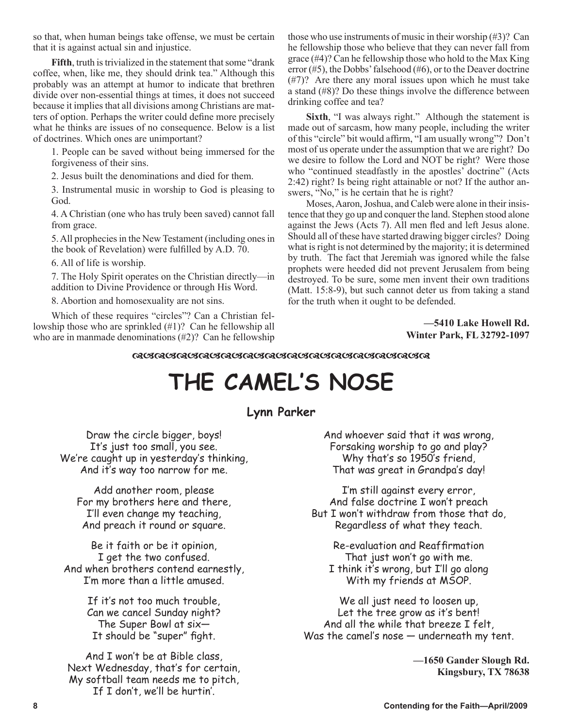so that, when human beings take offense, we must be certain that it is against actual sin and injustice.

**Fifth**, truth is trivialized in the statement that some "drank coffee, when, like me, they should drink tea." Although this probably was an attempt at humor to indicate that brethren divide over non-essential things at times, it does not succeed because it implies that all divisions among Christians are matters of option. Perhaps the writer could define more precisely what he thinks are issues of no consequence. Below is a list of doctrines. Which ones are unimportant?

1. People can be saved without being immersed for the forgiveness of their sins.

2. Jesus built the denominations and died for them.

3. Instrumental music in worship to God is pleasing to God.

4. A Christian (one who has truly been saved) cannot fall from grace.

5. All prophecies in the New Testament (including ones in the book of Revelation) were fulfilled by A.D. 70.

6. All of life is worship.

7. The Holy Spirit operates on the Christian directly—in addition to Divine Providence or through His Word.

8. Abortion and homosexuality are not sins.

Which of these requires "circles"? Can a Christian fellowship those who are sprinkled (#1)? Can he fellowship all who are in manmade denominations (#2)? Can he fellowship those who use instruments of music in their worship (#3)? Can he fellowship those who believe that they can never fall from grace (#4)? Can he fellowship those who hold to the Max King error (#5), the Dobbs' falsehood (#6), or to the Deaver doctrine (#7)? Are there any moral issues upon which he must take a stand (#8)? Do these things involve the difference between drinking coffee and tea?

**Sixth**, "I was always right." Although the statement is made out of sarcasm, how many people, including the writer of this "circle" bit would affirm, "I am usually wrong"? Don't most of us operate under the assumption that we are right? Do we desire to follow the Lord and NOT be right? Were those who "continued steadfastly in the apostles' doctrine" (Acts 2:42) right? Is being right attainable or not? If the author answers, "No," is he certain that he is right?

Moses, Aaron, Joshua, and Caleb were alone in their insistence that they go up and conquer the land. Stephen stood alone against the Jews (Acts 7). All men fled and left Jesus alone. Should all of these have started drawing bigger circles? Doing what is right is not determined by the majority; it is determined by truth. The fact that Jeremiah was ignored while the false prophets were heeded did not prevent Jerusalem from being destroyed. To be sure, some men invent their own traditions (Matt. 15:8-9), but such cannot deter us from taking a stand for the truth when it ought to be defended.

**—5410 Lake Howell Rd.**
**Winter Park, FL 32792-1097**

# THE CAMEL'S NOSE

### Lynn Parker

Draw the circle bigger, boys!
It's just too small, you see.
We're caught up in yesterday's thinking,
And it's way too narrow for me.

Add another room, please
For my brothers here and there,
I'll even change my teaching,
And preach it round or square.

Be it faith or be it opinion,
I get the two confused.
And when brothers contend earnestly,
I'm more than a little amused.

If it's not too much trouble,
Can we cancel Sunday night?
The Super Bowl at six—
It should be "super" fight.

And I won't be at Bible class,
Next Wednesday, that's for certain,
My softball team needs me to pitch,
If I don't, we'll be hurtin'.

And whoever said that it was wrong,
Forsaking worship to go and play?
Why that's so 1950's friend,
That was great in Grandpa's day!

I'm still against every error,
And false doctrine I won't preach
But I won't withdraw from those that do,
Regardless of what they teach.

Re-evaluation and Reaffirmation
That just won't go with me.
I think it's wrong, but I'll go along
With my friends at MSOP.

We all just need to loosen up,
Let the tree grow as it's bent!
And all the while that breeze I felt,
Was the camel's nose — underneath my tent.

**—1650 Gander Slough Rd.**
**Kingsbury, TX 78638**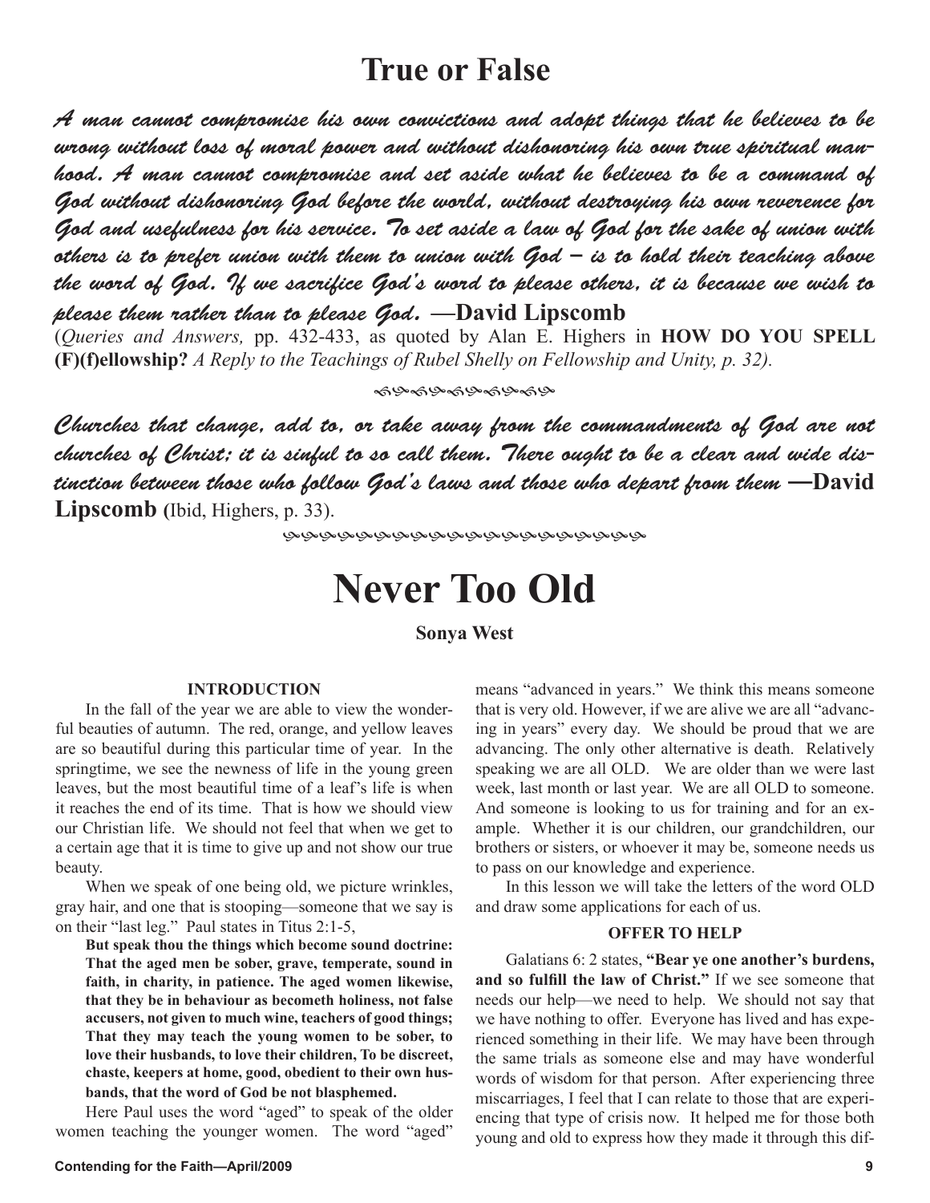# True or False

*A man cannot compromise his own convictions and adopt things that he believes to be wrong without loss of moral power and without dishonoring his own true spiritual manhood. A man cannot compromise and set aside what he believes to be a command of God without dishonoring God before the world, without destroying his own reverence for God and usefulness for his service. To set aside a law of God for the sake of union with others is to prefer union with them to union with God – is to hold their teaching above the word of God. If we sacrifice God's word to please others, it is because we wish to please them rather than to please God.* **—David Lipscomb**

(*Queries and Answers,* pp. 432-433, as quoted by Alan E. Highers in **HOW DO YOU SPELL (F)(f)ellowship?** *A Reply to the Teachings of Rubel Shelly on Fellowship and Unity, p. 32).*

*Churches that change, add to, or take away from the commandments of God are not churches of Christ; it is sinful to so call them. There ought to be a clear and wide distinction between those who follow God's laws and those who depart from them* **—David Lipscomb** (Ibid, Highers, p. 33).

# Never Too Old

**Sonya West**

### INTRODUCTION

In the fall of the year we are able to view the wonderful beauties of autumn. The red, orange, and yellow leaves are so beautiful during this particular time of year. In the springtime, we see the newness of life in the young green leaves, but the most beautiful time of a leaf's life is when it reaches the end of its time. That is how we should view our Christian life. We should not feel that when we get to a certain age that it is time to give up and not show our true beauty.

When we speak of one being old, we picture wrinkles, gray hair, and one that is stooping—someone that we say is on their "last leg." Paul states in Titus 2:1-5,

**But speak thou the things which become sound doctrine: That the aged men be sober, grave, temperate, sound in faith, in charity, in patience. The aged women likewise, that they be in behaviour as becometh holiness, not false accusers, not given to much wine, teachers of good things; That they may teach the young women to be sober, to love their husbands, to love their children, To be discreet, chaste, keepers at home, good, obedient to their own husbands, that the word of God be not blasphemed.**

Here Paul uses the word "aged" to speak of the older women teaching the younger women. The word "aged" means "advanced in years." We think this means someone that is very old. However, if we are alive we are all "advancing in years" every day. We should be proud that we are advancing. The only other alternative is death. Relatively speaking we are all OLD. We are older than we were last week, last month or last year. We are all OLD to someone. And someone is looking to us for training and for an example. Whether it is our children, our grandchildren, our brothers or sisters, or whoever it may be, someone needs us to pass on our knowledge and experience.

In this lesson we will take the letters of the word OLD and draw some applications for each of us.

### OFFER TO HELP

Galatians 6: 2 states, **"Bear ye one another's burdens, and so fulfill the law of Christ."** If we see someone that needs our help—we need to help. We should not say that we have nothing to offer. Everyone has lived and has experienced something in their life. We may have been through the same trials as someone else and may have wonderful words of wisdom for that person. After experiencing three miscarriages, I feel that I can relate to those that are experiencing that type of crisis now. It helped me for those both young and old to express how they made it through this dif-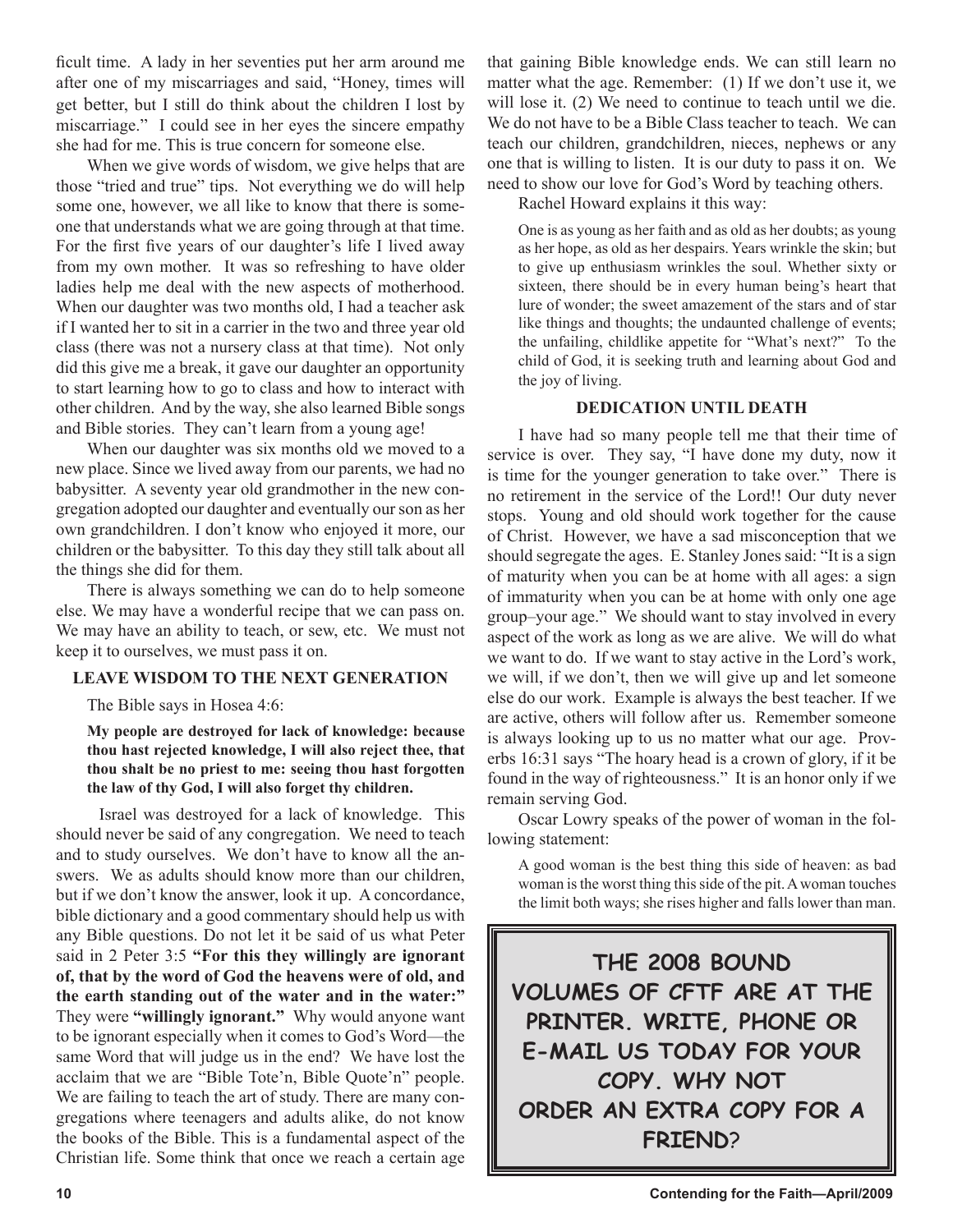ficult time. A lady in her seventies put her arm around me after one of my miscarriages and said, "Honey, times will get better, but I still do think about the children I lost by miscarriage." I could see in her eyes the sincere empathy she had for me. This is true concern for someone else.

When we give words of wisdom, we give helps that are those "tried and true" tips. Not everything we do will help some one, however, we all like to know that there is someone that understands what we are going through at that time. For the first five years of our daughter's life I lived away from my own mother. It was so refreshing to have older ladies help me deal with the new aspects of motherhood. When our daughter was two months old, I had a teacher ask if I wanted her to sit in a carrier in the two and three year old class (there was not a nursery class at that time). Not only did this give me a break, it gave our daughter an opportunity to start learning how to go to class and how to interact with other children. And by the way, she also learned Bible songs and Bible stories. They can't learn from a young age!

When our daughter was six months old we moved to a new place. Since we lived away from our parents, we had no babysitter. A seventy year old grandmother in the new congregation adopted our daughter and eventually our son as her own grandchildren. I don't know who enjoyed it more, our children or the babysitter. To this day they still talk about all the things she did for them.

There is always something we can do to help someone else. We may have a wonderful recipe that we can pass on. We may have an ability to teach, or sew, etc. We must not keep it to ourselves, we must pass it on.

### LEAVE WISDOM TO THE NEXT GENERATION

The Bible says in Hosea 4:6:

> **My people are destroyed for lack of knowledge: because thou hast rejected knowledge, I will also reject thee, that thou shalt be no priest to me: seeing thou hast forgotten the law of thy God, I will also forget thy children.**

Israel was destroyed for a lack of knowledge. This should never be said of any congregation. We need to teach and to study ourselves. We don't have to know all the answers. We as adults should know more than our children, but if we don't know the answer, look it up. A concordance, bible dictionary and a good commentary should help us with any Bible questions. Do not let it be said of us what Peter said in 2 Peter 3:5 **"For this they willingly are ignorant of, that by the word of God the heavens were of old, and the earth standing out of the water and in the water:"** They were **"willingly ignorant."** Why would anyone want to be ignorant especially when it comes to God's Word—the same Word that will judge us in the end? We have lost the acclaim that we are "Bible Tote'n, Bible Quote'n" people. We are failing to teach the art of study. There are many congregations where teenagers and adults alike, do not know the books of the Bible. This is a fundamental aspect of the Christian life. Some think that once we reach a certain age that gaining Bible knowledge ends. We can still learn no matter what the age. Remember: (1) If we don't use it, we will lose it. (2) We need to continue to teach until we die. We do not have to be a Bible Class teacher to teach. We can teach our children, grandchildren, nieces, nephews or any one that is willing to listen. It is our duty to pass it on. We need to show our love for God's Word by teaching others.

Rachel Howard explains it this way:

> One is as young as her faith and as old as her doubts; as young as her hope, as old as her despairs. Years wrinkle the skin; but to give up enthusiasm wrinkles the soul. Whether sixty or sixteen, there should be in every human being's heart that lure of wonder; the sweet amazement of the stars and of star like things and thoughts; the undaunted challenge of events; the unfailing, childlike appetite for "What's next?" To the child of God, it is seeking truth and learning about God and the joy of living.

### DEDICATION UNTIL DEATH

I have had so many people tell me that their time of service is over. They say, "I have done my duty, now it is time for the younger generation to take over." There is no retirement in the service of the Lord!! Our duty never stops. Young and old should work together for the cause of Christ. However, we have a sad misconception that we should segregate the ages. E. Stanley Jones said: "It is a sign of maturity when you can be at home with all ages: a sign of immaturity when you can be at home with only one age group–your age." We should want to stay involved in every aspect of the work as long as we are alive. We will do what we want to do. If we want to stay active in the Lord's work, we will, if we don't, then we will give up and let someone else do our work. Example is always the best teacher. If we are active, others will follow after us. Remember someone is always looking up to us no matter what our age. Proverbs 16:31 says "The hoary head is a crown of glory, if it be found in the way of righteousness." It is an honor only if we remain serving God.

Oscar Lowry speaks of the power of woman in the following statement:

> A good woman is the best thing this side of heaven: as bad woman is the worst thing this side of the pit. A woman touches the limit both ways; she rises higher and falls lower than man.

**THE 2008 BOUND VOLUMES OF CFTF ARE AT THE PRINTER. WRITE, PHONE OR E-MAIL US TODAY FOR YOUR COPY. WHY NOT ORDER AN EXTRA COPY FOR A FRIEND?**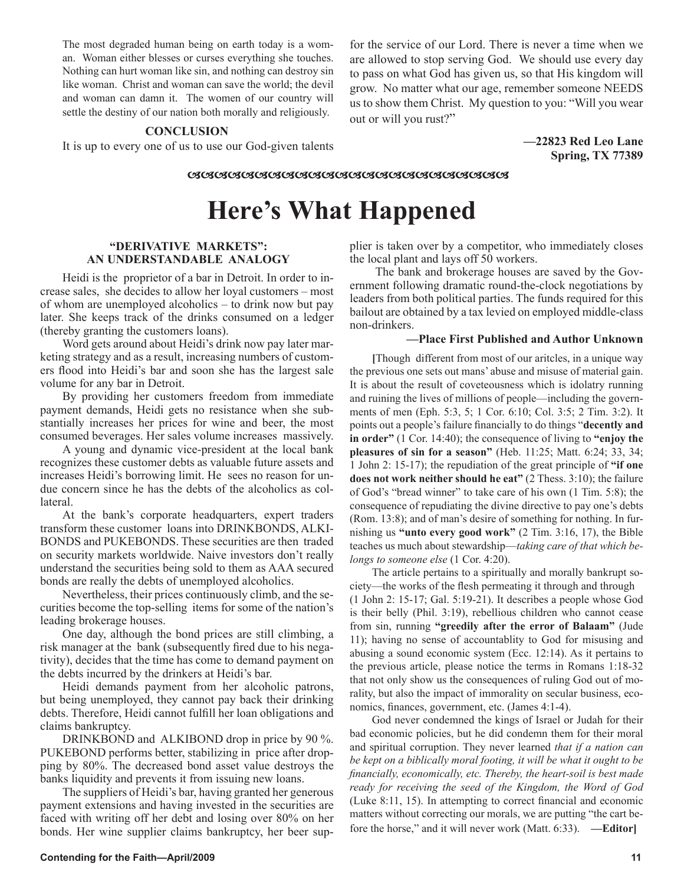The most degraded human being on earth today is a woman. Woman either blesses or curses everything she touches. Nothing can hurt woman like sin, and nothing can destroy sin like woman. Christ and woman can save the world; the devil and woman can damn it. The women of our country will settle the destiny of our nation both morally and religiously.

**CONCLUSION**

It is up to every one of us to use our God-given talents for the service of our Lord. There is never a time when we are allowed to stop serving God. We should use every day to pass on what God has given us, so that His kingdom will grow. No matter what our age, remember someone NEEDS us to show them Christ. My question to you: "Will you wear out or will you rust?"

**—22823 Red Leo Lane**
**Spring, TX 77389**

# Here's What Happened

**"DERIVATIVE MARKETS": AN UNDERSTANDABLE ANALOGY**

Heidi is the proprietor of a bar in Detroit. In order to increase sales, she decides to allow her loyal customers – most of whom are unemployed alcoholics – to drink now but pay later. She keeps track of the drinks consumed on a ledger (thereby granting the customers loans).

Word gets around about Heidi's drink now pay later marketing strategy and as a result, increasing numbers of customers flood into Heidi's bar and soon she has the largest sale volume for any bar in Detroit.

By providing her customers freedom from immediate payment demands, Heidi gets no resistance when she substantially increases her prices for wine and beer, the most consumed beverages. Her sales volume increases massively.

A young and dynamic vice-president at the local bank recognizes these customer debts as valuable future assets and increases Heidi's borrowing limit. He sees no reason for undue concern since he has the debts of the alcoholics as collateral.

At the bank's corporate headquarters, expert traders transform these customer loans into DRINKBONDS, ALKIBONDS and PUKEBONDS. These securities are then traded on security markets worldwide. Naive investors don't really understand the securities being sold to them as AAA secured bonds are really the debts of unemployed alcoholics.

Nevertheless, their prices continuously climb, and the securities become the top-selling items for some of the nation's leading brokerage houses.

One day, although the bond prices are still climbing, a risk manager at the bank (subsequently fired due to his negativity), decides that the time has come to demand payment on the debts incurred by the drinkers at Heidi's bar.

Heidi demands payment from her alcoholic patrons, but being unemployed, they cannot pay back their drinking debts. Therefore, Heidi cannot fulfill her loan obligations and claims bankruptcy.

DRINKBOND and ALKIBOND drop in price by 90 %. PUKEBOND performs better, stabilizing in price after dropping by 80%. The decreased bond asset value destroys the banks liquidity and prevents it from issuing new loans.

The suppliers of Heidi's bar, having granted her generous payment extensions and having invested in the securities are faced with writing off her debt and losing over 80% on her bonds. Her wine supplier claims bankruptcy, her beer supplier is taken over by a competitor, who immediately closes the local plant and lays off 50 workers.

The bank and brokerage houses are saved by the Government following dramatic round-the-clock negotiations by leaders from both political parties. The funds required for this bailout are obtained by a tax levied on employed middle-class non-drinkers.

**—Place First Published and Author Unknown**

[Though different from most of our aritcles, in a unique way the previous one sets out mans' abuse and misuse of material gain. It is about the result of coveteousness which is idolatry running and ruining the lives of millions of people—including the governments of men (Eph. 5:3, 5; 1 Cor. 6:10; Col. 3:5; 2 Tim. 3:2). It points out a people's failure financially to do things "**decently and in order**" (1 Cor. 14:40); the consequence of living to **"enjoy the pleasures of sin for a season"** (Heb. 11:25; Matt. 6:24; 33, 34; 1 John 2: 15-17); the repudiation of the great principle of **"if one does not work neither should he eat"** (2 Thess. 3:10); the failure of God's "bread winner" to take care of his own (1 Tim. 5:8); the consequence of repudiating the divine directive to pay one's debts (Rom. 13:8); and of man's desire of something for nothing. In furnishing us **"unto every good work"** (2 Tim. 3:16, 17), the Bible teaches us much about stewardship—*taking care of that which belongs to someone else* (1 Cor. 4:20).

The article pertains to a spiritually and morally bankrupt society—the works of the flesh permeating it through and through (1 John 2: 15-17; Gal. 5:19-21). It describes a people whose God is their belly (Phil. 3:19), rebellious children who cannot cease from sin, running **"greedily after the error of Balaam"** (Jude 11); having no sense of accountablity to God for misusing and abusing a sound economic system (Ecc. 12:14). As it pertains to the previous article, please notice the terms in Romans 1:18-32 that not only show us the consequences of ruling God out of morality, but also the impact of immorality on secular business, economics, finances, government, etc. (James 4:1-4).

God never condemned the kings of Israel or Judah for their bad economic policies, but he did condemn them for their moral and spiritual corruption. They never learned *that if a nation can be kept on a biblically moral footing, it will be what it ought to be financially, economically, etc. Thereby, the heart-soil is best made ready for receiving the seed of the Kingdom, the Word of God* (Luke 8:11, 15). In attempting to correct financial and economic matters without correcting our morals, we are putting "the cart before the horse," and it will never work (Matt. 6:33). **—Editor]**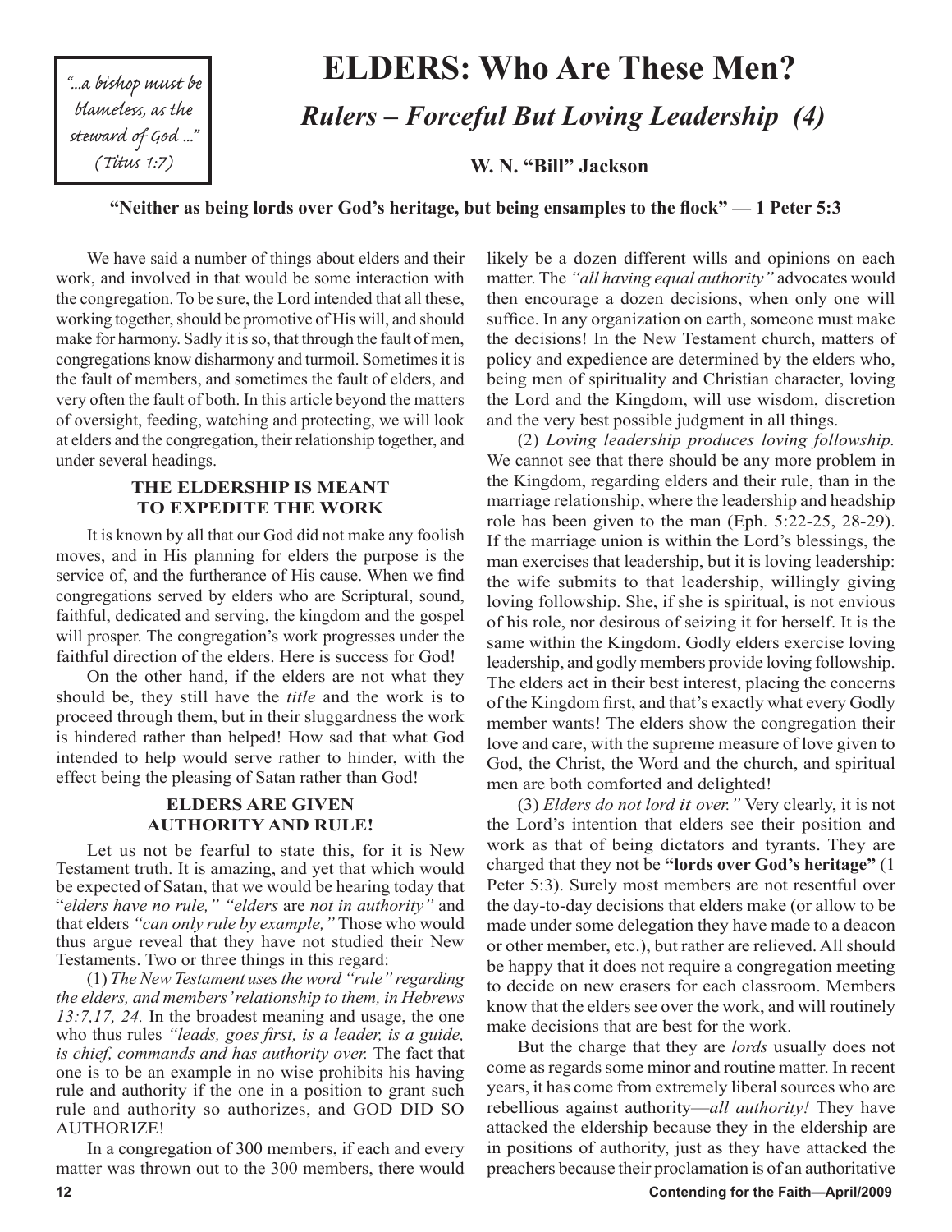> "...a bishop must be blameless, as the steward of God ..." (Titus 1:7)

# ELDERS: Who Are These Men?

## *Rulers – Forceful But Loving Leadership (4)*

**W. N. "Bill" Jackson**

**"Neither as being lords over God's heritage, but being ensamples to the flock" — 1 Peter 5:3**

We have said a number of things about elders and their work, and involved in that would be some interaction with the congregation. To be sure, the Lord intended that all these, working together, should be promotive of His will, and should make for harmony. Sadly it is so, that through the fault of men, congregations know disharmony and turmoil. Sometimes it is the fault of members, and sometimes the fault of elders, and very often the fault of both. In this article beyond the matters of oversight, feeding, watching and protecting, we will look at elders and the congregation, their relationship together, and under several headings.

### THE ELDERSHIP IS MEANT TO EXPEDITE THE WORK

It is known by all that our God did not make any foolish moves, and in His planning for elders the purpose is the service of, and the furtherance of His cause. When we find congregations served by elders who are Scriptural, sound, faithful, dedicated and serving, the kingdom and the gospel will prosper. The congregation's work progresses under the faithful direction of the elders. Here is success for God!

On the other hand, if the elders are not what they should be, they still have the *title* and the work is to proceed through them, but in their sluggardness the work is hindered rather than helped! How sad that what God intended to help would serve rather to hinder, with the effect being the pleasing of Satan rather than God!

### ELDERS ARE GIVEN AUTHORITY AND RULE!

Let us not be fearful to state this, for it is New Testament truth. It is amazing, and yet that which would be expected of Satan, that we would be hearing today that "*elders have no rule," "elders* are *not in authority"* and that elders *"can only rule by example,"* Those who would thus argue reveal that they have not studied their New Testaments. Two or three things in this regard:

(1) *The New Testament uses the word "rule" regarding the elders, and members' relationship to them, in Hebrews 13:7,17, 24.* In the broadest meaning and usage, the one who thus rules *"leads, goes first, is a leader, is a guide, is chief, commands and has authority over.* The fact that one is to be an example in no wise prohibits his having rule and authority if the one in a position to grant such rule and authority so authorizes, and GOD DID SO AUTHORIZE!

In a congregation of 300 members, if each and every matter was thrown out to the 300 members, there would likely be a dozen different wills and opinions on each matter. The *"all having equal authority"* advocates would then encourage a dozen decisions, when only one will suffice. In any organization on earth, someone must make the decisions! In the New Testament church, matters of policy and expedience are determined by the elders who, being men of spirituality and Christian character, loving the Lord and the Kingdom, will use wisdom, discretion and the very best possible judgment in all things.

(2) *Loving leadership produces loving followship.* We cannot see that there should be any more problem in the Kingdom, regarding elders and their rule, than in the marriage relationship, where the leadership and headship role has been given to the man (Eph. 5:22-25, 28-29). If the marriage union is within the Lord's blessings, the man exercises that leadership, but it is loving leadership: the wife submits to that leadership, willingly giving loving followship. She, if she is spiritual, is not envious of his role, nor desirous of seizing it for herself. It is the same within the Kingdom. Godly elders exercise loving leadership, and godly members provide loving followship. The elders act in their best interest, placing the concerns of the Kingdom first, and that's exactly what every Godly member wants! The elders show the congregation their love and care, with the supreme measure of love given to God, the Christ, the Word and the church, and spiritual men are both comforted and delighted!

(3) *Elders do not lord it over."* Very clearly, it is not the Lord's intention that elders see their position and work as that of being dictators and tyrants. They are charged that they not be **"lords over God's heritage"** (1 Peter 5:3). Surely most members are not resentful over the day-to-day decisions that elders make (or allow to be made under some delegation they have made to a deacon or other member, etc.), but rather are relieved. All should be happy that it does not require a congregation meeting to decide on new erasers for each classroom. Members know that the elders see over the work, and will routinely make decisions that are best for the work.

But the charge that they are *lords* usually does not come as regards some minor and routine matter. In recent years, it has come from extremely liberal sources who are rebellious against authority—*all authority!* They have attacked the eldership because they in the eldership are in positions of authority, just as they have attacked the preachers because their proclamation is of an authoritative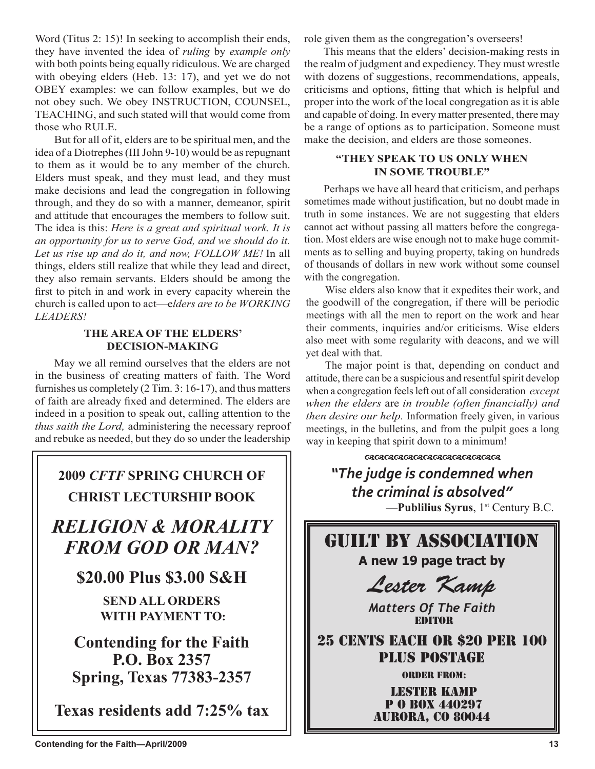Word (Titus 2: 15)! In seeking to accomplish their ends, they have invented the idea of *ruling* by *example only* with both points being equally ridiculous. We are charged with obeying elders (Heb. 13: 17), and yet we do not OBEY examples: we can follow examples, but we do not obey such. We obey INSTRUCTION, COUNSEL, TEACHING, and such stated will that would come from those who RULE.

But for all of it, elders are to be spiritual men, and the idea of a Diotrephes (III John 9-10) would be as repugnant to them as it would be to any member of the church. Elders must speak, and they must lead, and they must make decisions and lead the congregation in following through, and they do so with a manner, demeanor, spirit and attitude that encourages the members to follow suit. The idea is this: *Here is a great and spiritual work. It is an opportunity for us to serve God, and we should do it. Let us rise up and do it, and now, FOLLOW ME!* In all things, elders still realize that while they lead and direct, they also remain servants. Elders should be among the first to pitch in and work in every capacity wherein the church is called upon to act—*elders are to be WORKING LEADERS!*

### THE AREA OF THE ELDERS' DECISION-MAKING

May we all remind ourselves that the elders are not in the business of creating matters of faith. The Word furnishes us completely (2 Tim. 3: 16-17), and thus matters of faith are already fixed and determined. The elders are indeed in a position to speak out, calling attention to the *thus saith the Lord,* administering the necessary reproof and rebuke as needed, but they do so under the leadership role given them as the congregation's overseers!

This means that the elders' decision-making rests in the realm of judgment and expediency. They must wrestle with dozens of suggestions, recommendations, appeals, criticisms and options, fitting that which is helpful and proper into the work of the local congregation as it is able and capable of doing. In every matter presented, there may be a range of options as to participation. Someone must make the decision, and elders are those someones.

### "THEY SPEAK TO US ONLY WHEN IN SOME TROUBLE"

Perhaps we have all heard that criticism, and perhaps sometimes made without justification, but no doubt made in truth in some instances. We are not suggesting that elders cannot act without passing all matters before the congregation. Most elders are wise enough not to make huge commitments as to selling and buying property, taking on hundreds of thousands of dollars in new work without some counsel with the congregation.

Wise elders also know that it expedites their work, and the goodwill of the congregation, if there will be periodic meetings with all the men to report on the work and hear their comments, inquiries and/or criticisms. Wise elders also meet with some regularity with deacons, and we will yet deal with that.

The major point is that, depending on conduct and attitude, there can be a suspicious and resentful spirit develop when a congregation feels left out of all consideration *except when the elders* are *in trouble (often financially) and then desire our help.* Information freely given, in various meetings, in the bulletins, and from the pulpit goes a long way in keeping that spirit down to a minimum!

---

**2009 *CFTF* SPRING CHURCH OF CHRIST LECTURSHIP BOOK**

***RELIGION & MORALITY FROM GOD OR MAN?***

**$20.00 Plus $3.00 S&H**

**SEND ALL ORDERS WITH PAYMENT TO:**

**Contending for the Faith**
**P.O. Box 2357**
**Spring, Texas 77383-2357**

**Texas residents add 7:25% tax**

---

***"The judge is condemned when the criminal is absolved"***

—**Publilius Syrus**, 1st Century B.C.

---

**GUILT BY ASSOCIATION**

**A new 19 page tract by**

*Lester Kamp*

*Matters Of The Faith*
EDITOR

25 CENTS EACH OR $20 PER 100
PLUS POSTAGE

ORDER FROM:

LESTER KAMP
P O BOX 440297
AURORA, CO 80044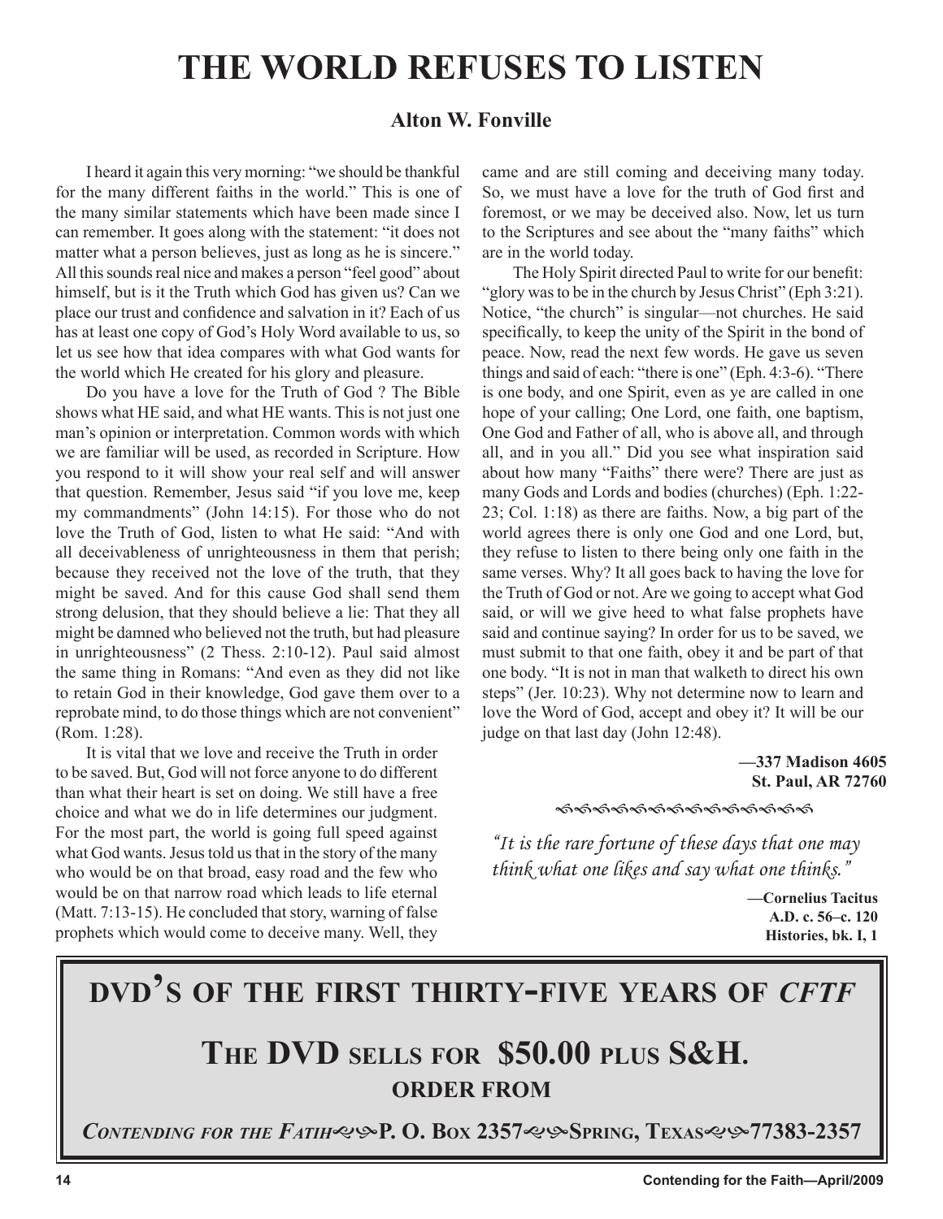# THE WORLD REFUSES TO LISTEN

**Alton W. Fonville**

I heard it again this very morning: "we should be thankful for the many different faiths in the world." This is one of the many similar statements which have been made since I can remember. It goes along with the statement: "it does not matter what a person believes, just as long as he is sincere." All this sounds real nice and makes a person "feel good" about himself, but is it the Truth which God has given us? Can we place our trust and confidence and salvation in it? Each of us has at least one copy of God's Holy Word available to us, so let us see how that idea compares with what God wants for the world which He created for his glory and pleasure.

Do you have a love for the Truth of God ? The Bible shows what HE said, and what HE wants. This is not just one man's opinion or interpretation. Common words with which we are familiar will be used, as recorded in Scripture. How you respond to it will show your real self and will answer that question. Remember, Jesus said "if you love me, keep my commandments" (John 14:15). For those who do not love the Truth of God, listen to what He said: "And with all deceivableness of unrighteousness in them that perish; because they received not the love of the truth, that they might be saved. And for this cause God shall send them strong delusion, that they should believe a lie: That they all might be damned who believed not the truth, but had pleasure in unrighteousness" (2 Thess. 2:10-12). Paul said almost the same thing in Romans: "And even as they did not like to retain God in their knowledge, God gave them over to a reprobate mind, to do those things which are not convenient" (Rom. 1:28).

It is vital that we love and receive the Truth in order to be saved. But, God will not force anyone to do different than what their heart is set on doing. We still have a free choice and what we do in life determines our judgment. For the most part, the world is going full speed against what God wants. Jesus told us that in the story of the many who would be on that broad, easy road and the few who would be on that narrow road which leads to life eternal (Matt. 7:13-15). He concluded that story, warning of false prophets which would come to deceive many. Well, they came and are still coming and deceiving many today. So, we must have a love for the truth of God first and foremost, or we may be deceived also. Now, let us turn to the Scriptures and see about the "many faiths" which are in the world today.

The Holy Spirit directed Paul to write for our benefit: "glory was to be in the church by Jesus Christ" (Eph 3:21). Notice, "the church" is singular—not churches. He said specifically, to keep the unity of the Spirit in the bond of peace. Now, read the next few words. He gave us seven things and said of each: "there is one" (Eph. 4:3-6). "There is one body, and one Spirit, even as ye are called in one hope of your calling; One Lord, one faith, one baptism, One God and Father of all, who is above all, and through all, and in you all." Did you see what inspiration said about how many "Faiths" there were? There are just as many Gods and Lords and bodies (churches) (Eph. 1:22-23; Col. 1:18) as there are faiths. Now, a big part of the world agrees there is only one God and one Lord, but, they refuse to listen to there being only one faith in the same verses. Why? It all goes back to having the love for the Truth of God or not. Are we going to accept what God said, or will we give heed to what false prophets have said and continue saying? In order for us to be saved, we must submit to that one faith, obey it and be part of that one body. "It is not in man that walketh to direct his own steps" (Jer. 10:23). Why not determine now to learn and love the Word of God, accept and obey it? It will be our judge on that last day (John 12:48).

**—337 Madison 4605**
**St. Paul, AR 72760**

*"It is the rare fortune of these days that one may think what one likes and say what one thinks."*

**—Cornelius Tacitus**
**A.D. c. 56–c. 120**
**Histories, bk. I, 1**

---

## DVD'S OF THE FIRST THIRTY-FIVE YEARS OF *CFTF*

## THE DVD SELLS FOR $50.00 PLUS S&H.

**ORDER FROM**

***CONTENDING FOR THE FATIH*** **P. O. BOX 2357 SPRING, TEXAS 77383-2357**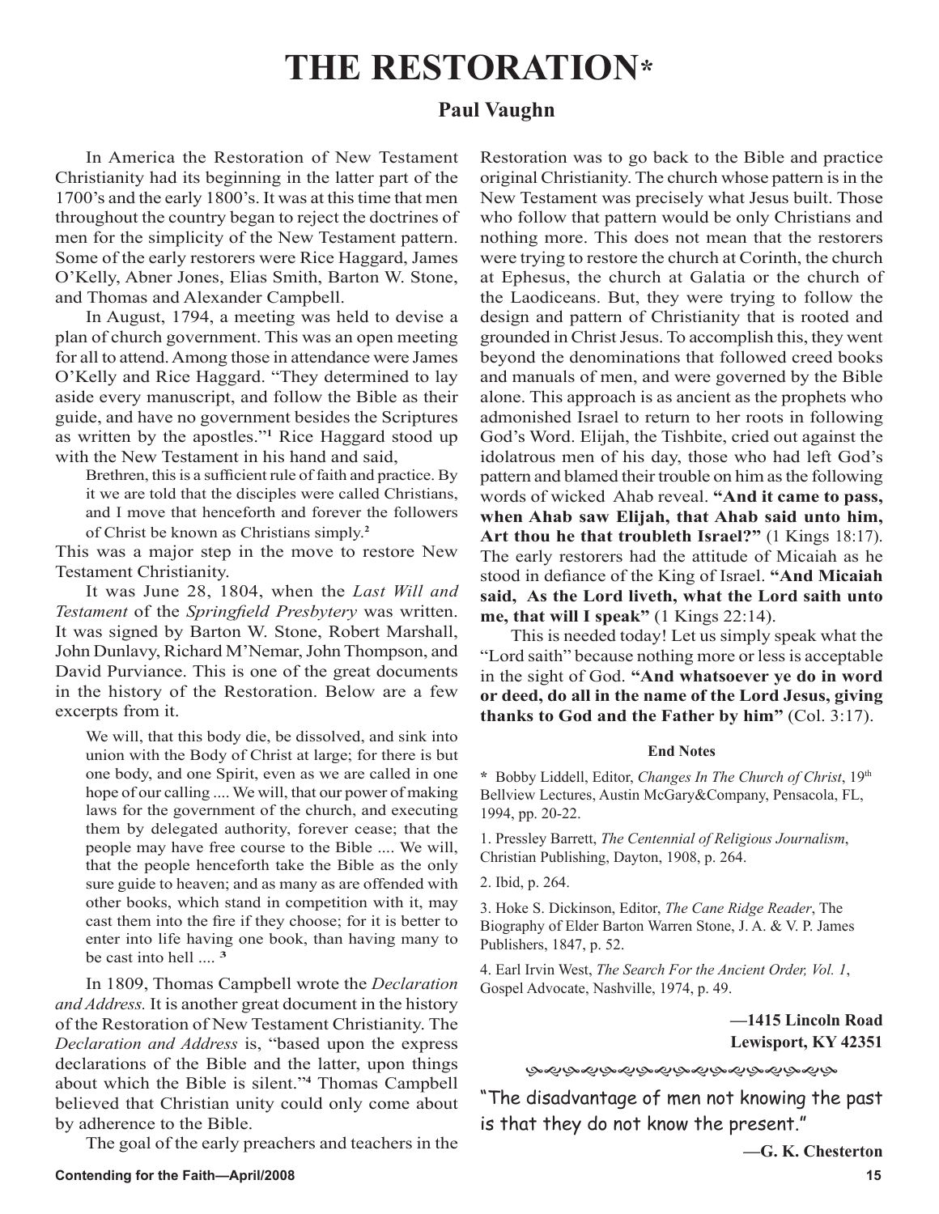# THE RESTORATION*

**Paul Vaughn**

In America the Restoration of New Testament Christianity had its beginning in the latter part of the 1700's and the early 1800's. It was at this time that men throughout the country began to reject the doctrines of men for the simplicity of the New Testament pattern. Some of the early restorers were Rice Haggard, James O'Kelly, Abner Jones, Elias Smith, Barton W. Stone, and Thomas and Alexander Campbell.

In August, 1794, a meeting was held to devise a plan of church government. This was an open meeting for all to attend. Among those in attendance were James O'Kelly and Rice Haggard. "They determined to lay aside every manuscript, and follow the Bible as their guide, and have no government besides the Scriptures as written by the apostles."[1] Rice Haggard stood up with the New Testament in his hand and said,

> Brethren, this is a sufficient rule of faith and practice. By it we are told that the disciples were called Christians, and I move that henceforth and forever the followers of Christ be known as Christians simply.[2]

This was a major step in the move to restore New Testament Christianity.

It was June 28, 1804, when the *Last Will and Testament* of the *Springfield Presbytery* was written. It was signed by Barton W. Stone, Robert Marshall, John Dunlavy, Richard M'Nemar, John Thompson, and David Purviance. This is one of the great documents in the history of the Restoration. Below are a few excerpts from it.

> We will, that this body die, be dissolved, and sink into union with the Body of Christ at large; for there is but one body, and one Spirit, even as we are called in one hope of our calling .... We will, that our power of making laws for the government of the church, and executing them by delegated authority, forever cease; that the people may have free course to the Bible .... We will, that the people henceforth take the Bible as the only sure guide to heaven; and as many as are offended with other books, which stand in competition with it, may cast them into the fire if they choose; for it is better to enter into life having one book, than having many to be cast into hell .... [3]

In 1809, Thomas Campbell wrote the *Declaration and Address.* It is another great document in the history of the Restoration of New Testament Christianity. The *Declaration and Address* is, "based upon the express declarations of the Bible and the latter, upon things about which the Bible is silent."[4] Thomas Campbell believed that Christian unity could only come about by adherence to the Bible.

The goal of the early preachers and teachers in the Restoration was to go back to the Bible and practice original Christianity. The church whose pattern is in the New Testament was precisely what Jesus built. Those who follow that pattern would be only Christians and nothing more. This does not mean that the restorers were trying to restore the church at Corinth, the church at Ephesus, the church at Galatia or the church of the Laodiceans. But, they were trying to follow the design and pattern of Christianity that is rooted and grounded in Christ Jesus. To accomplish this, they went beyond the denominations that followed creed books and manuals of men, and were governed by the Bible alone. This approach is as ancient as the prophets who admonished Israel to return to her roots in following God's Word. Elijah, the Tishbite, cried out against the idolatrous men of his day, those who had left God's pattern and blamed their trouble on him as the following words of wicked Ahab reveal. **"And it came to pass, when Ahab saw Elijah, that Ahab said unto him, Art thou he that troubleth Israel?"** (1 Kings 18:17). The early restorers had the attitude of Micaiah as he stood in defiance of the King of Israel. **"And Micaiah said, As the Lord liveth, what the Lord saith unto me, that will I speak"** (1 Kings 22:14).

This is needed today! Let us simply speak what the "Lord saith" because nothing more or less is acceptable in the sight of God. **"And whatsoever ye do in word or deed, do all in the name of the Lord Jesus, giving thanks to God and the Father by him"** (Col. 3:17).

**End Notes**

**\*** Bobby Liddell, Editor, *Changes In The Church of Christ*, 19th Bellview Lectures, Austin McGary&Company, Pensacola, FL, 1994, pp. 20-22.

1. Pressley Barrett, *The Centennial of Religious Journalism*, Christian Publishing, Dayton, 1908, p. 264.

2. Ibid, p. 264.

3. Hoke S. Dickinson, Editor, *The Cane Ridge Reader*, The Biography of Elder Barton Warren Stone, J. A. & V. P. James Publishers, 1847, p. 52.

4. Earl Irvin West, *The Search For the Ancient Order, Vol. 1*, Gospel Advocate, Nashville, 1974, p. 49.

**—1415 Lincoln Road**
**Lewisport, KY 42351**

"The disadvantage of men not knowing the past is that they do not know the present."

**—G. K. Chesterton**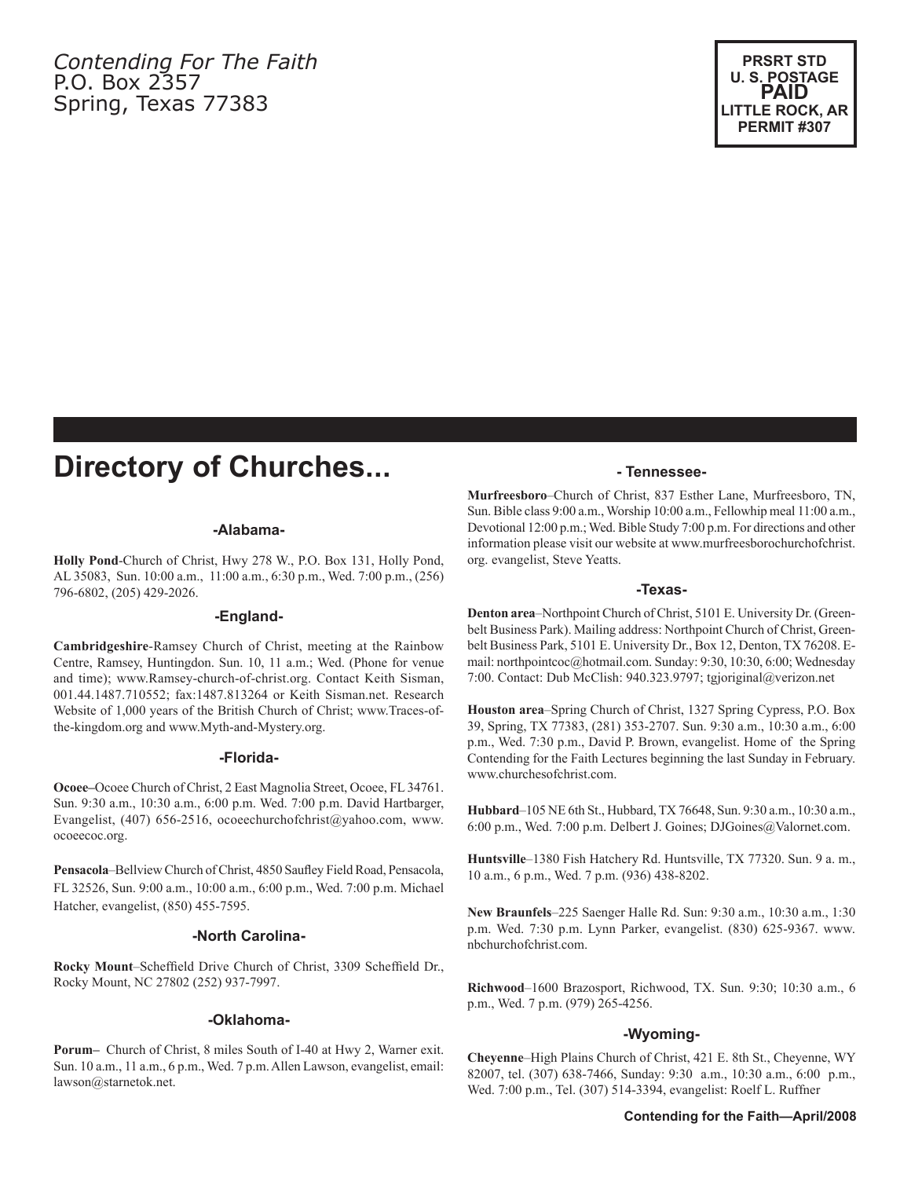*Contending For The Faith*
P.O. Box 2357
Spring, Texas 77383

**PRSRT STD**
**U. S. POSTAGE**
**PAID**
**LITTLE ROCK, AR**
**PERMIT #307**

# Directory of Churches...

### -Alabama-

**Holly Pond**-Church of Christ, Hwy 278 W., P.O. Box 131, Holly Pond, AL 35083, Sun. 10:00 a.m., 11:00 a.m., 6:30 p.m., Wed. 7:00 p.m., (256) 796-6802, (205) 429-2026.

### -England-

**Cambridgeshire**-Ramsey Church of Christ, meeting at the Rainbow Centre, Ramsey, Huntingdon. Sun. 10, 11 a.m.; Wed. (Phone for venue and time); www.Ramsey-church-of-christ.org. Contact Keith Sisman, 001.44.1487.710552; fax:1487.813264 or Keith Sisman.net. Research Website of 1,000 years of the British Church of Christ; www.Traces-of-the-kingdom.org and www.Myth-and-Mystery.org.

### -Florida-

**Ocoee–**Ocoee Church of Christ, 2 East Magnolia Street, Ocoee, FL 34761. Sun. 9:30 a.m., 10:30 a.m., 6:00 p.m. Wed. 7:00 p.m. David Hartbarger, Evangelist, (407) 656-2516, ocoeechurchofchrist@yahoo.com, www.ocoeecoc.org.

**Pensacola**–Bellview Church of Christ, 4850 Saufley Field Road, Pensacola, FL 32526, Sun. 9:00 a.m., 10:00 a.m., 6:00 p.m., Wed. 7:00 p.m. Michael Hatcher, evangelist, (850) 455-7595.

### -North Carolina-

**Rocky Mount**–Scheffield Drive Church of Christ, 3309 Scheffield Dr., Rocky Mount, NC 27802 (252) 937-7997.

### -Oklahoma-

**Porum–** Church of Christ, 8 miles South of I-40 at Hwy 2, Warner exit. Sun. 10 a.m., 11 a.m., 6 p.m., Wed. 7 p.m. Allen Lawson, evangelist, email: lawson@starnetok.net.

### - Tennessee-

**Murfreesboro**–Church of Christ, 837 Esther Lane, Murfreesboro, TN, Sun. Bible class 9:00 a.m., Worship 10:00 a.m., Fellowhip meal 11:00 a.m., Devotional 12:00 p.m.; Wed. Bible Study 7:00 p.m. For directions and other information please visit our website at www.murfreesborochurchofchrist.org. evangelist, Steve Yeatts.

### -Texas-

**Denton area**–Northpoint Church of Christ, 5101 E. University Dr. (Greenbelt Business Park). Mailing address: Northpoint Church of Christ, Greenbelt Business Park, 5101 E. University Dr., Box 12, Denton, TX 76208. E-mail: northpointcoc@hotmail.com. Sunday: 9:30, 10:30, 6:00; Wednesday 7:00. Contact: Dub McClish: 940.323.9797; tgjoriginal@verizon.net

**Houston area**–Spring Church of Christ, 1327 Spring Cypress, P.O. Box 39, Spring, TX 77383, (281) 353-2707. Sun. 9:30 a.m., 10:30 a.m., 6:00 p.m., Wed. 7:30 p.m., David P. Brown, evangelist. Home of the Spring Contending for the Faith Lectures beginning the last Sunday in February. www.churchesofchrist.com.

**Hubbard**–105 NE 6th St., Hubbard, TX 76648, Sun. 9:30 a.m., 10:30 a.m., 6:00 p.m., Wed. 7:00 p.m. Delbert J. Goines; DJGoines@Valornet.com.

**Huntsville**–1380 Fish Hatchery Rd. Huntsville, TX 77320. Sun. 9 a. m., 10 a.m., 6 p.m., Wed. 7 p.m. (936) 438-8202.

**New Braunfels**–225 Saenger Halle Rd. Sun: 9:30 a.m., 10:30 a.m., 1:30 p.m. Wed. 7:30 p.m. Lynn Parker, evangelist. (830) 625-9367. www.nbchurchofchrist.com.

**Richwood**–1600 Brazosport, Richwood, TX. Sun. 9:30; 10:30 a.m., 6 p.m., Wed. 7 p.m. (979) 265-4256.

### -Wyoming-

**Cheyenne**–High Plains Church of Christ, 421 E. 8th St., Cheyenne, WY 82007, tel. (307) 638-7466, Sunday: 9:30 a.m., 10:30 a.m., 6:00 p.m., Wed. 7:00 p.m., Tel. (307) 514-3394, evangelist: Roelf L. Ruffner